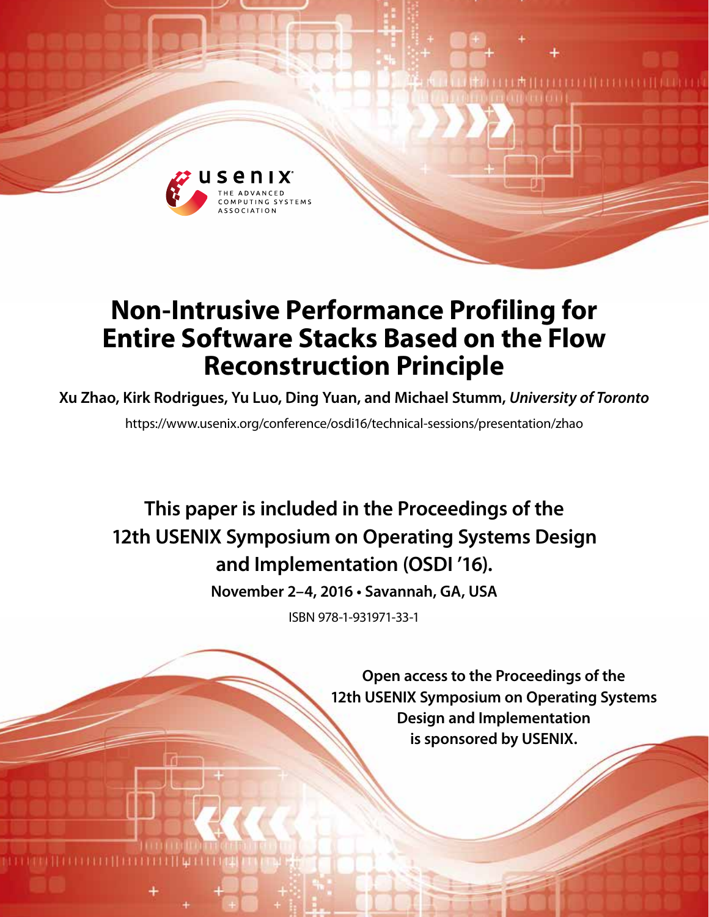# Non-Intrusive Performance Profiling for Entire Software Stacks Based on the Flow Reconstruction Principle

**Xu Zhao, Kirk Rodrigues, Yu Luo, Ding Yuan, and Michael Stumm,** ***University of Toronto***

https://www.usenix.org/conference/osdi16/technical-sessions/presentation/zhao

**This paper is included in the Proceedings of the 12th USENIX Symposium on Operating Systems Design and Implementation (OSDI '16).**

**November 2–4, 2016 • Savannah, GA, USA**

ISBN 978-1-931971-33-1

**Open access to the Proceedings of the 12th USENIX Symposium on Operating Systems Design and Implementation is sponsored by USENIX.**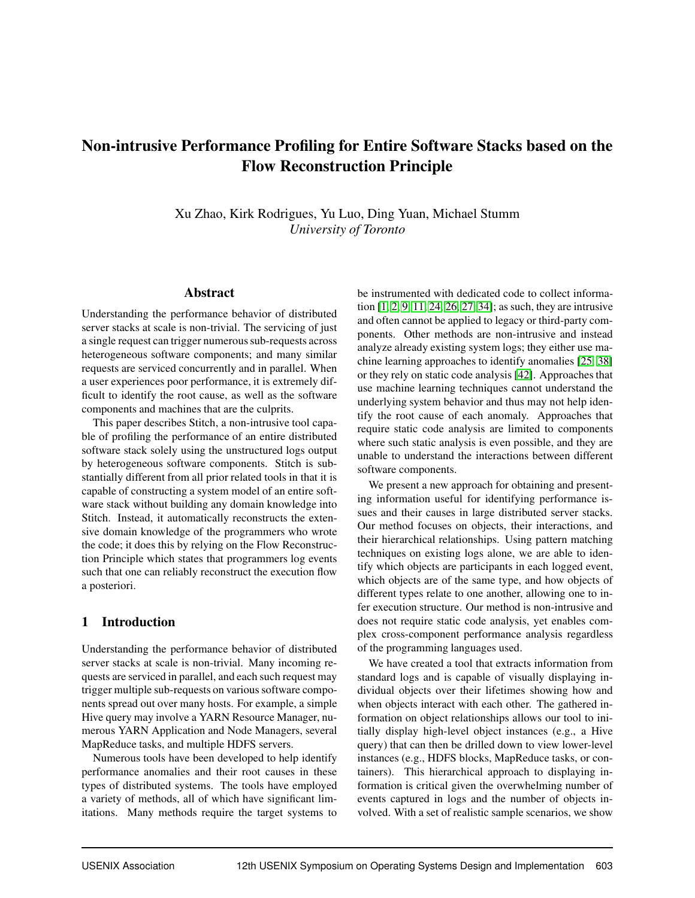# Non-intrusive Performance Profiling for Entire Software Stacks based on the Flow Reconstruction Principle

Xu Zhao, Kirk Rodrigues, Yu Luo, Ding Yuan, Michael Stumm
*University of Toronto*

## Abstract

Understanding the performance behavior of distributed server stacks at scale is non-trivial. The servicing of just a single request can trigger numerous sub-requests across heterogeneous software components; and many similar requests are serviced concurrently and in parallel. When a user experiences poor performance, it is extremely difficult to identify the root cause, as well as the software components and machines that are the culprits.

This paper describes Stitch, a non-intrusive tool capable of profiling the performance of an entire distributed software stack solely using the unstructured logs output by heterogeneous software components. Stitch is substantially different from all prior related tools in that it is capable of constructing a system model of an entire software stack without building any domain knowledge into Stitch. Instead, it automatically reconstructs the extensive domain knowledge of the programmers who wrote the code; it does this by relying on the Flow Reconstruction Principle which states that programmers log events such that one can reliably reconstruct the execution flow a posteriori.

## 1 Introduction

Understanding the performance behavior of distributed server stacks at scale is non-trivial. Many incoming requests are serviced in parallel, and each such request may trigger multiple sub-requests on various software components spread out over many hosts. For example, a simple Hive query may involve a YARN Resource Manager, numerous YARN Application and Node Managers, several MapReduce tasks, and multiple HDFS servers.

Numerous tools have been developed to help identify performance anomalies and their root causes in these types of distributed systems. The tools have employed a variety of methods, all of which have significant limitations. Many methods require the target systems to be instrumented with dedicated code to collect information [1, 2, 9, 11, 24, 26, 27, 34]; as such, they are intrusive and often cannot be applied to legacy or third-party components. Other methods are non-intrusive and instead analyze already existing system logs; they either use machine learning approaches to identify anomalies [25, 38] or they rely on static code analysis [42]. Approaches that use machine learning techniques cannot understand the underlying system behavior and thus may not help identify the root cause of each anomaly. Approaches that require static code analysis are limited to components where such static analysis is even possible, and they are unable to understand the interactions between different software components.

We present a new approach for obtaining and presenting information useful for identifying performance issues and their causes in large distributed server stacks. Our method focuses on objects, their interactions, and their hierarchical relationships. Using pattern matching techniques on existing logs alone, we are able to identify which objects are participants in each logged event, which objects are of the same type, and how objects of different types relate to one another, allowing one to infer execution structure. Our method is non-intrusive and does not require static code analysis, yet enables complex cross-component performance analysis regardless of the programming languages used.

We have created a tool that extracts information from standard logs and is capable of visually displaying individual objects over their lifetimes showing how and when objects interact with each other. The gathered information on object relationships allows our tool to initially display high-level object instances (e.g., a Hive query) that can then be drilled down to view lower-level instances (e.g., HDFS blocks, MapReduce tasks, or containers). This hierarchical approach to displaying information is critical given the overwhelming number of events captured in logs and the number of objects involved. With a set of realistic sample scenarios, we show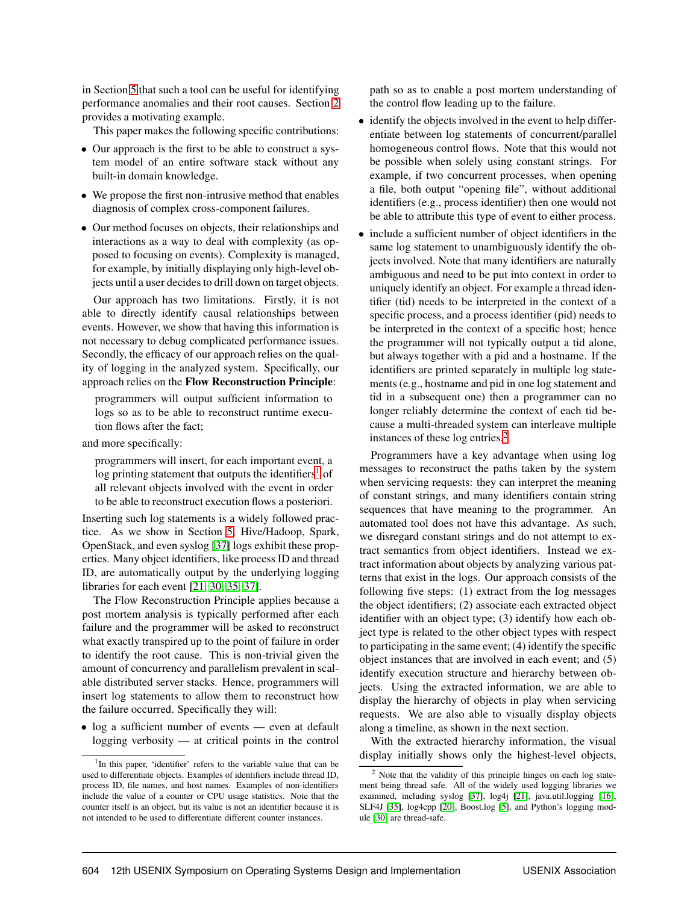in Section 5 that such a tool can be useful for identifying performance anomalies and their root causes. Section 2 provides a motivating example.

This paper makes the following specific contributions:

- Our approach is the first to be able to construct a system model of an entire software stack without any built-in domain knowledge.
- We propose the first non-intrusive method that enables diagnosis of complex cross-component failures.
- Our method focuses on objects, their relationships and interactions as a way to deal with complexity (as opposed to focusing on events). Complexity is managed, for example, by initially displaying only high-level objects until a user decides to drill down on target objects.

Our approach has two limitations. Firstly, it is not able to directly identify causal relationships between events. However, we show that having this information is not necessary to debug complicated performance issues. Secondly, the efficacy of our approach relies on the quality of logging in the analyzed system. Specifically, our approach relies on the **Flow Reconstruction Principle**:

> programmers will output sufficient information to logs so as to be able to reconstruct runtime execution flows after the fact;

and more specifically:

> programmers will insert, for each important event, a log printing statement that outputs the identifiers[1] of all relevant objects involved with the event in order to be able to reconstruct execution flows a posteriori.

Inserting such log statements is a widely followed practice. As we show in Section 5, Hive/Hadoop, Spark, OpenStack, and even syslog [37] logs exhibit these properties. Many object identifiers, like process ID and thread ID, are automatically output by the underlying logging libraries for each event [21, 30, 35, 37].

The Flow Reconstruction Principle applies because a post mortem analysis is typically performed after each failure and the programmer will be asked to reconstruct what exactly transpired up to the point of failure in order to identify the root cause. This is non-trivial given the amount of concurrency and parallelism prevalent in scalable distributed server stacks. Hence, programmers will insert log statements to allow them to reconstruct how the failure occurred. Specifically they will:

- log a sufficient number of events — even at default logging verbosity — at critical points in the control path so as to enable a post mortem understanding of the control flow leading up to the failure.
- identify the objects involved in the event to help differentiate between log statements of concurrent/parallel homogeneous control flows. Note that this would not be possible when solely using constant strings. For example, if two concurrent processes, when opening a file, both output "opening file", without additional identifiers (e.g., process identifier) then one would not be able to attribute this type of event to either process.
- include a sufficient number of object identifiers in the same log statement to unambiguously identify the objects involved. Note that many identifiers are naturally ambiguous and need to be put into context in order to uniquely identify an object. For example a thread identifier (tid) needs to be interpreted in the context of a specific process, and a process identifier (pid) needs to be interpreted in the context of a specific host; hence the programmer will not typically output a tid alone, but always together with a pid and a hostname. If the identifiers are printed separately in multiple log statements (e.g., hostname and pid in one log statement and tid in a subsequent one) then a programmer can no longer reliably determine the context of each tid because a multi-threaded system can interleave multiple instances of these log entries.[2]

Programmers have a key advantage when using log messages to reconstruct the paths taken by the system when servicing requests: they can interpret the meaning of constant strings, and many identifiers contain string sequences that have meaning to the programmer. An automated tool does not have this advantage. As such, we disregard constant strings and do not attempt to extract semantics from object identifiers. Instead we extract information about objects by analyzing various patterns that exist in the logs. Our approach consists of the following five steps: (1) extract from the log messages the object identifiers; (2) associate each extracted object identifier with an object type; (3) identify how each object type is related to the other object types with respect to participating in the same event; (4) identify the specific object instances that are involved in each event; and (5) identify execution structure and hierarchy between objects. Using the extracted information, we are able to display the hierarchy of objects in play when servicing requests. We are also able to visually display objects along a timeline, as shown in the next section.

With the extracted hierarchy information, the visual display initially shows only the highest-level objects,

---

[1] In this paper, 'identifier' refers to the variable value that can be used to differentiate objects. Examples of identifiers include thread ID, process ID, file names, and host names. Examples of non-identifiers include the value of a counter or CPU usage statistics. Note that the counter itself is an object, but its value is not an identifier because it is not intended to be used to differentiate different counter instances.

[2] Note that the validity of this principle hinges on each log statement being thread safe. All of the widely used logging libraries we examined, including syslog [37], log4j [21], java.util.logging [16], SLF4J [35], log4cpp [20], Boost.log [5], and Python's logging module [30] are thread-safe.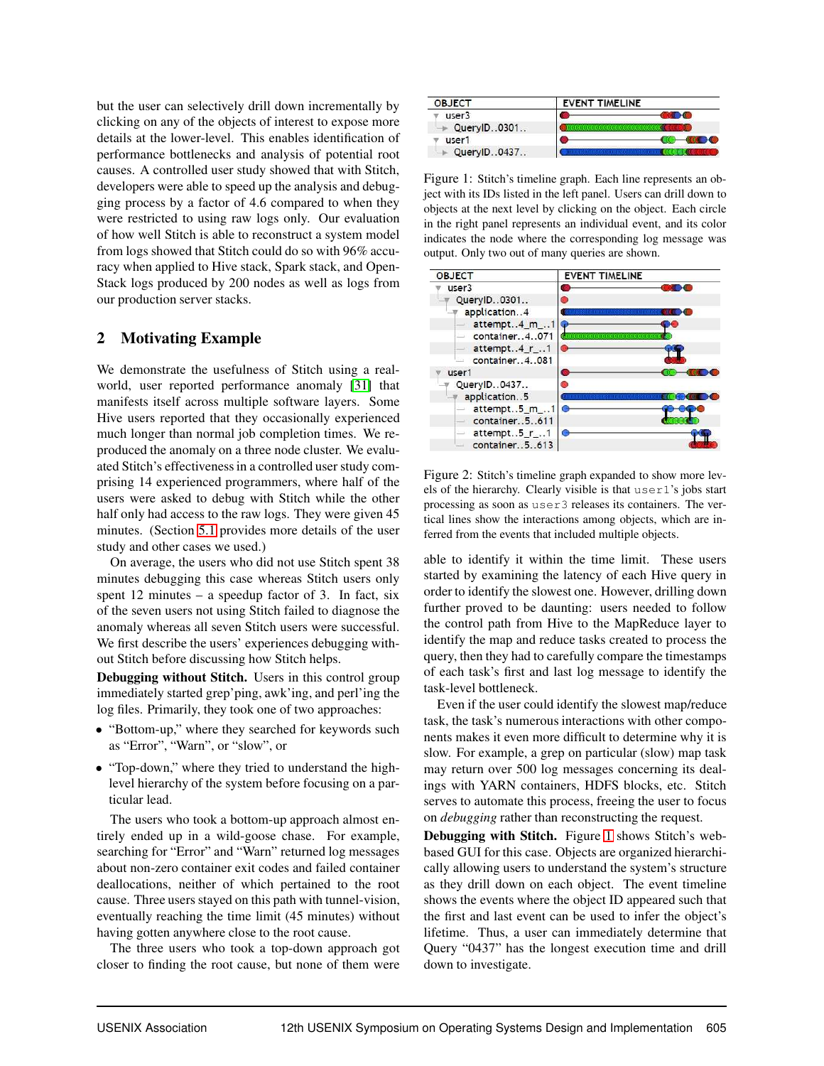but the user can selectively drill down incrementally by clicking on any of the objects of interest to expose more details at the lower-level. This enables identification of performance bottlenecks and analysis of potential root causes. A controlled user study showed that with Stitch, developers were able to speed up the analysis and debugging process by a factor of 4.6 compared to when they were restricted to using raw logs only. Our evaluation of how well Stitch is able to reconstruct a system model from logs showed that Stitch could do so with 96% accuracy when applied to Hive stack, Spark stack, and OpenStack logs produced by 200 nodes as well as logs from our production server stacks.

## 2 Motivating Example

We demonstrate the usefulness of Stitch using a real-world, user reported performance anomaly [31] that manifests itself across multiple software layers. Some Hive users reported that they occasionally experienced much longer than normal job completion times. We reproduced the anomaly on a three node cluster. We evaluated Stitch's effectiveness in a controlled user study comprising 14 experienced programmers, where half of the users were asked to debug with Stitch while the other half only had access to the raw logs. They were given 45 minutes. (Section 5.1 provides more details of the user study and other cases we used.)

On average, the users who did not use Stitch spent 38 minutes debugging this case whereas Stitch users only spent 12 minutes – a speedup factor of 3. In fact, six of the seven users not using Stitch failed to diagnose the anomaly whereas all seven Stitch users were successful. We first describe the users' experiences debugging without Stitch before discussing how Stitch helps.

**Debugging without Stitch.** Users in this control group immediately started grep'ping, awk'ing, and perl'ing the log files. Primarily, they took one of two approaches:

- "Bottom-up," where they searched for keywords such as "Error", "Warn", or "slow", or
- "Top-down," where they tried to understand the high-level hierarchy of the system before focusing on a particular lead.

The users who took a bottom-up approach almost entirely ended up in a wild-goose chase. For example, searching for "Error" and "Warn" returned log messages about non-zero container exit codes and failed container deallocations, neither of which pertained to the root cause. Three users stayed on this path with tunnel-vision, eventually reaching the time limit (45 minutes) without having gotten anywhere close to the root cause.

The three users who took a top-down approach got closer to finding the root cause, but none of them were able to identify it within the time limit. These users started by examining the latency of each Hive query in order to identify the slowest one. However, drilling down further proved to be daunting: users needed to follow the control path from Hive to the MapReduce layer to identify the map and reduce tasks created to process the query, then they had to carefully compare the timestamps of each task's first and last log message to identify the task-level bottleneck.

Even if the user could identify the slowest map/reduce task, the task's numerous interactions with other components makes it even more difficult to determine why it is slow. For example, a grep on particular (slow) map task may return over 500 log messages concerning its dealings with YARN containers, HDFS blocks, etc. Stitch serves to automate this process, freeing the user to focus on *debugging* rather than reconstructing the request.

**Debugging with Stitch.** Figure 1 shows Stitch's web-based GUI for this case. Objects are organized hierarchically allowing users to understand the system's structure as they drill down on each object. The event timeline shows the events where the object ID appeared such that the first and last event can be used to infer the object's lifetime. Thus, a user can immediately determine that Query "0437" has the longest execution time and drill down to investigate.

| OBJECT | EVENT TIMELINE |
|---|---|
| user3 | |
| QueryID..0301.. | |
| user1 | |
| QueryID..0437.. | |

Figure 1: Stitch's timeline graph. Each line represents an object with its IDs listed in the left panel. Users can drill down to objects at the next level by clicking on the object. Each circle in the right panel represents an individual event, and its color indicates the node where the corresponding log message was output. Only two out of many queries are shown.

| OBJECT | EVENT TIMELINE |
|---|---|
| user3 | |
| QueryID..0301.. | |
| application..4 | |
| attempt..4_m_..1 | |
| container..4..071 | |
| attempt..4_r_..1 | |
| container..4..081 | |
| user1 | |
| QueryID..0437.. | |
| application..5 | |
| attempt..5_m_..1 | |
| container..5..611 | |
| attempt..5_r_..1 | |
| container..5..613 | |

Figure 2: Stitch's timeline graph expanded to show more levels of the hierarchy. Clearly visible is that `user1`'s jobs start processing as soon as `user3` releases its containers. The vertical lines show the interactions among objects, which are inferred from the events that included multiple objects.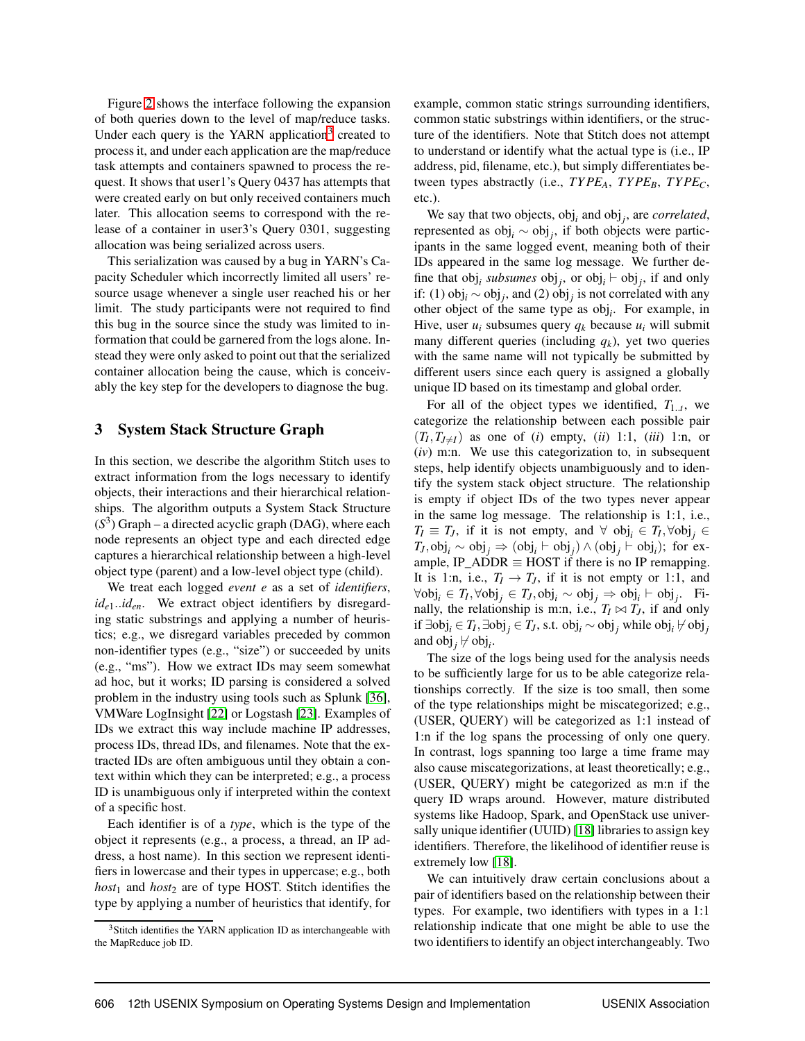Figure 2 shows the interface following the expansion of both queries down to the level of map/reduce tasks. Under each query is the YARN application[3] created to process it, and under each application are the map/reduce task attempts and containers spawned to process the request. It shows that user1's Query 0437 has attempts that were created early on but only received containers much later. This allocation seems to correspond with the release of a container in user3's Query 0301, suggesting allocation was being serialized across users.

This serialization was caused by a bug in YARN's Capacity Scheduler which incorrectly limited all users' resource usage whenever a single user reached his or her limit. The study participants were not required to find this bug in the source since the study was limited to information that could be garnered from the logs alone. Instead they were only asked to point out that the serialized container allocation being the cause, which is conceivably the key step for the developers to diagnose the bug.

## 3 System Stack Structure Graph

In this section, we describe the algorithm Stitch uses to extract information from the logs necessary to identify objects, their interactions and their hierarchical relationships. The algorithm outputs a System Stack Structure ($S^3$) Graph – a directed acyclic graph (DAG), where each node represents an object type and each directed edge captures a hierarchical relationship between a high-level object type (parent) and a low-level object type (child).

We treat each logged *event* $e$ as a set of *identifiers*, $id_{e1}..id_{en}$. We extract object identifiers by disregarding static substrings and applying a number of heuristics; e.g., we disregard variables preceded by common non-identifier types (e.g., "size") or succeeded by units (e.g., "ms"). How we extract IDs may seem somewhat ad hoc, but it works; ID parsing is considered a solved problem in the industry using tools such as Splunk [36], VMWare LogInsight [22] or Logstash [23]. Examples of IDs we extract this way include machine IP addresses, process IDs, thread IDs, and filenames. Note that the extracted IDs are often ambiguous until they obtain a context within which they can be interpreted; e.g., a process ID is unambiguous only if interpreted within the context of a specific host.

Each identifier is of a *type*, which is the type of the object it represents (e.g., a process, a thread, an IP address, a host name). In this section we represent identifiers in lowercase and their types in uppercase; e.g., both $host_1$ and $host_2$ are of type HOST. Stitch identifies the type by applying a number of heuristics that identify, for example, common static strings surrounding identifiers, common static substrings within identifiers, or the structure of the identifiers. Note that Stitch does not attempt to understand or identify what the actual type is (i.e., IP address, pid, filename, etc.), but simply differentiates between types abstractly (i.e., $TYPE_A$, $TYPE_B$, $TYPE_C$, etc.).

We say that two objects, $\text{obj}_i$ and $\text{obj}_j$, are *correlated*, represented as $\text{obj}_i \sim \text{obj}_j$, if both objects were participants in the same logged event, meaning both of their IDs appeared in the same log message. We further define that $\text{obj}_i$ *subsumes* $\text{obj}_j$, or $\text{obj}_i \vdash \text{obj}_j$, if and only if: (1) $\text{obj}_i \sim \text{obj}_j$, and (2) $\text{obj}_j$ is not correlated with any other object of the same type as $\text{obj}_i$. For example, in Hive, user $u_i$ subsumes query $q_k$ because $u_i$ will submit many different queries (including $q_k$), yet two queries with the same name will not typically be submitted by different users since each query is assigned a globally unique ID based on its timestamp and global order.

For all of the object types we identified, $T_{1..t}$, we categorize the relationship between each possible pair $(T_I, T_{J \neq I})$ as one of (*i*) empty, (*ii*) 1:1, (*iii*) 1:n, or (*iv*) m:n. We use this categorization to, in subsequent steps, help identify objects unambiguously and to identify the system stack object structure. The relationship is empty if object IDs of the two types never appear in the same log message. The relationship is 1:1, i.e., $T_I \equiv T_J$, if it is not empty, and $\forall$ $\text{obj}_i \in T_I, \forall \text{obj}_j \in T_J, \text{obj}_i \sim \text{obj}_j \Rightarrow (\text{obj}_i \vdash \text{obj}_j) \wedge (\text{obj}_j \vdash \text{obj}_i)$; for example, IP_ADDR $\equiv$ HOST if there is no IP remapping. It is 1:n, i.e., $T_I \rightarrow T_J$, if it is not empty or 1:1, and $\forall \text{obj}_i \in T_I, \forall \text{obj}_j \in T_J, \text{obj}_i \sim \text{obj}_j \Rightarrow \text{obj}_i \vdash \text{obj}_j$. Finally, the relationship is m:n, i.e., $T_I \bowtie T_J$, if and only if $\exists \text{obj}_i \in T_I, \exists \text{obj}_j \in T_J$, s.t. $\text{obj}_i \sim \text{obj}_j$ while $\text{obj}_i \nvdash \text{obj}_j$ and $\text{obj}_j \nvdash \text{obj}_i$.

The size of the logs being used for the analysis needs to be sufficiently large for us to be able categorize relationships correctly. If the size is too small, then some of the type relationships might be miscategorized; e.g., (USER, QUERY) will be categorized as 1:1 instead of 1:n if the log spans the processing of only one query. In contrast, logs spanning too large a time frame may also cause miscategorizations, at least theoretically; e.g., (USER, QUERY) might be categorized as m:n if the query ID wraps around. However, mature distributed systems like Hadoop, Spark, and OpenStack use universally unique identifier (UUID) [18] libraries to assign key identifiers. Therefore, the likelihood of identifier reuse is extremely low [18].

We can intuitively draw certain conclusions about a pair of identifiers based on the relationship between their types. For example, two identifiers with types in a 1:1 relationship indicate that one might be able to use the two identifiers to identify an object interchangeably. Two

[3] Stitch identifies the YARN application ID as interchangeable with the MapReduce job ID.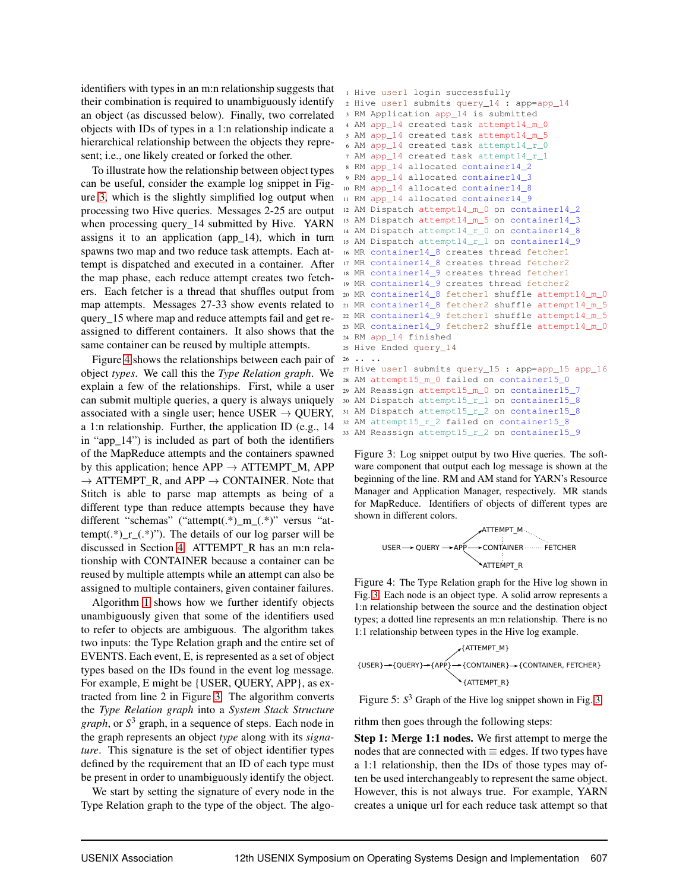identifiers with types in an m:n relationship suggests that their combination is required to unambiguously identify an object (as discussed below). Finally, two correlated objects with IDs of types in a 1:n relationship indicate a hierarchical relationship between the objects they represent; i.e., one likely created or forked the other.

To illustrate how the relationship between object types can be useful, consider the example log snippet in Figure 3, which is the slightly simplified log output when processing two Hive queries. Messages 2-25 are output when processing query_14 submitted by Hive. YARN assigns it to an application (app_14), which in turn spawns two map and two reduce task attempts. Each attempt is dispatched and executed in a container. After the map phase, each reduce attempt creates two fetchers. Each fetcher is a thread that shuffles output from map attempts. Messages 27-33 show events related to query_15 where map and reduce attempts fail and get reassigned to different containers. It also shows that the same container can be reused by multiple attempts.

```
1  Hive user1 login successfully
2  Hive user1 submits query_14 : app=app_14
3  RM Application app_14 is submitted
4  AM app_14 created task attempt14_m_0
5  AM app_14 created task attempt14_m_5
6  AM app_14 created task attempt14_r_0
7  AM app_14 created task attempt14_r_1
8  RM app_14 allocated container14_2
9  RM app_14 allocated container14_3
10 RM app_14 allocated container14_8
11 RM app_14 allocated container14_9
12 AM Dispatch attempt14_m_0 on container14_2
13 AM Dispatch attempt14_m_5 on container14_3
14 AM Dispatch attempt14_r_0 on container14_8
15 AM Dispatch attempt14_r_1 on container14_9
16 MR container14_8 creates thread fetcher1
17 MR container14_8 creates thread fetcher2
18 MR container14_9 creates thread fetcher1
19 MR container14_9 creates thread fetcher2
20 MR container14_8 fetcher1 shuffle attempt14_m_0
21 MR container14_8 fetcher2 shuffle attempt14_m_5
22 MR container14_9 fetcher1 shuffle attempt14_m_5
23 MR container14_9 fetcher2 shuffle attempt14_m_0
24 RM app_14 finished
25 Hive Ended query_14
26 .. ..
27 Hive user1 submits query_15 : app=app_15 app_16
28 AM attempt15_m_0 failed on container15_0
29 AM Reassign attempt15_m_0 on container15_7
30 AM Dispatch attempt15_r_1 on container15_8
31 AM Dispatch attempt15_r_2 on container15_8
32 AM attempt15_r_2 failed on container15_8
33 AM Reassign attempt15_r_2 on container15_9
```

Figure 3: Log snippet output by two Hive queries. The software component that output each log message is shown at the beginning of the line. RM and AM stand for YARN's Resource Manager and Application Manager, respectively. MR stands for MapReduce. Identifiers of objects of different types are shown in different colors.

Figure 4 shows the relationships between each pair of object *types*. We call this the *Type Relation graph*. We explain a few of the relationships. First, while a user can submit multiple queries, a query is always uniquely associated with a single user; hence USER → QUERY, a 1:n relationship. Further, the application ID (e.g., 14 in "app_14") is included as part of both the identifiers of the MapReduce attempts and the containers spawned by this application; hence APP → ATTEMPT_M, APP → ATTEMPT_R, and APP → CONTAINER. Note that Stitch is able to parse map attempts as being of a different type than reduce attempts because they have different "schemas" ("attempt(.*)_m_(.*)" versus "attempt(.*)_r_(.*)"). The details of our log parser will be discussed in Section 4. ATTEMPT_R has an m:n relationship with CONTAINER because a container can be reused by multiple attempts while an attempt can also be assigned to multiple containers, given container failures.

Figure 4: The Type Relation graph for the Hive log shown in Fig. 3. Each node is an object type. A solid arrow represents a 1:n relationship between the source and the destination object types; a dotted line represents an m:n relationship. There is no 1:1 relationship between types in the Hive log example.

Algorithm 1 shows how we further identify objects unambiguously given that some of the identifiers used to refer to objects are ambiguous. The algorithm takes two inputs: the Type Relation graph and the entire set of EVENTS. Each event, E, is represented as a set of object types based on the IDs found in the event log message. For example, E might be {USER, QUERY, APP}, as extracted from line 2 in Figure 3. The algorithm converts the *Type Relation graph* into a *System Stack Structure graph*, or $S^3$ graph, in a sequence of steps. Each node in the graph represents an object *type* along with its *signature*. This signature is the set of object identifier types defined by the requirement that an ID of each type must be present in order to unambiguously identify the object.

Figure 5: $S^3$ Graph of the Hive log snippet shown in Fig. 3

We start by setting the signature of every node in the Type Relation graph to the type of the object. The algorithm then goes through the following steps:

**Step 1: Merge 1:1 nodes.** We first attempt to merge the nodes that are connected with ≡ edges. If two types have a 1:1 relationship, then the IDs of those types may often be used interchangeably to represent the same object. However, this is not always true. For example, YARN creates a unique url for each reduce task attempt so that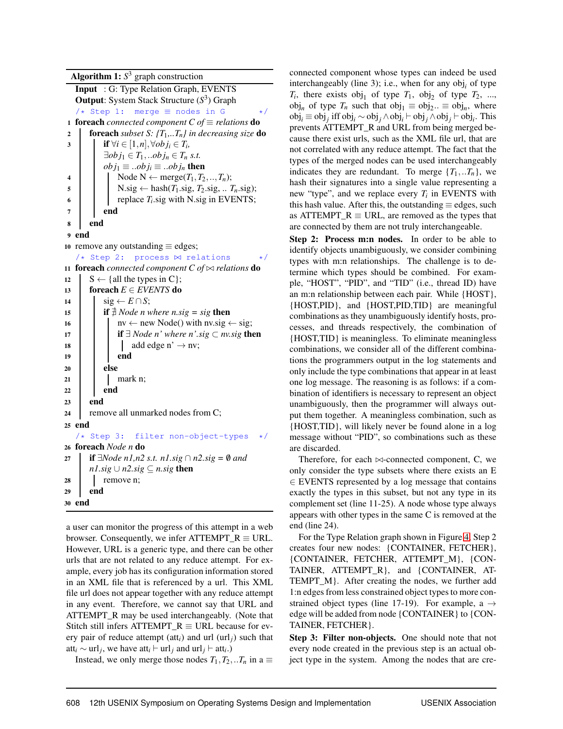**Algorithm 1:** $S^3$ graph construction

```
Input  : G: Type Relation Graph, EVENTS
Output: System Stack Structure (S^3) Graph
   /* Step 1:  merge ≡ nodes in G                    */
 1 foreach connected component C of ≡ relations do
 2     foreach subset S: {T_1,..T_n} in decreasing size do
 3         if ∀i ∈ [1,n], ∀obj_i ∈ T_i,
           ∃obj_1 ∈ T_1,..obj_n ∈ T_n s.t.
           obj_1 ≡ ..obj_i ≡ ..obj_n then
 4             Node N ← merge(T_1, T_2, .., T_n);
 5             N.sig ← hash(T_1.sig, T_2.sig, .. T_n.sig);
 6             replace T_i.sig with N.sig in EVENTS;
 7         end
 8     end
 9 end
10 remove any outstanding ≡ edges;
   /* Step 2:  process ⋈ relations                   */
11 foreach connected component C of ⋈ relations do
12     S ← {all the types in C};
13     foreach E ∈ EVENTS do
14         sig ← E ∩ S;
15         if ∄ Node n where n.sig = sig then
16             nv ← new Node() with nv.sig ← sig;
17             if ∃ Node n' where n'.sig ⊂ nv.sig then
18                 add edge n' → nv;
19             end
20         else
21             mark n;
22         end
23     end
24     remove all unmarked nodes from C;
25 end
   /* Step 3:  filter non-object-types               */
26 foreach Node n do
27     if ∃Node n1,n2 s.t. n1.sig ∩ n2.sig = ∅ and
       n1.sig ∪ n2.sig ⊆ n.sig then
28         remove n;
29     end
30 end
```

a user can monitor the progress of this attempt in a web browser. Consequently, we infer ATTEMPT_R ≡ URL. However, URL is a generic type, and there can be other urls that are not related to any reduce attempt. For example, every job has its configuration information stored in an XML file that is referenced by a url. This XML file url does not appear together with any reduce attempt in any event. Therefore, we cannot say that URL and ATTEMPT_R may be used interchangeably. (Note that Stitch still infers ATTEMPT_R ≡ URL because for every pair of reduce attempt ($\text{att}_i$) and url ($\text{url}_j$) such that $\text{att}_i \sim \text{url}_j$, we have $\text{att}_i \vdash \text{url}_j$ and $\text{url}_j \vdash \text{att}_i$.)

Instead, we only merge those nodes $T_1, T_2, ..T_n$ in a ≡ connected component whose types can indeed be used interchangeably (line 3); i.e., when for any $\text{obj}_i$ of type $T_i$, there exists $\text{obj}_1$ of type $T_1$, $\text{obj}_2$ of type $T_2$, ..., $\text{obj}_n$ of type $T_n$ such that $\text{obj}_1 \equiv \text{obj}_2 .. \equiv \text{obj}_n$, where $\text{obj}_i \equiv \text{obj}_j$ iff $\text{obj}_i \sim \text{obj}_j \wedge \text{obj}_i \vdash \text{obj}_j \wedge \text{obj}_j \vdash \text{obj}_i$. This prevents ATTEMPT_R and URL from being merged because there exist urls, such as the XML file url, that are not correlated with any reduce attempt. The fact that the types of the merged nodes can be used interchangeably indicates they are redundant. To merge $\{T_1, ..T_n\}$, we hash their signatures into a single value representing a new "type", and we replace every $T_i$ in EVENTS with this hash value. After this, the outstanding ≡ edges, such as ATTEMPT_R ≡ URL, are removed as the types that are connected by them are not truly interchangeable.

**Step 2: Process m:n nodes.** In order to be able to identify objects unambiguously, we consider combining types with m:n relationships. The challenge is to determine which types should be combined. For example, "HOST", "PID", and "TID" (i.e., thread ID) have an m:n relationship between each pair. While {HOST}, {HOST,PID}, and {HOST,PID,TID} are meaningful combinations as they unambiguously identify hosts, processes, and threads respectively, the combination of {HOST,TID} is meaningless. To eliminate meaningless combinations, we consider all of the different combinations the programmers output in the log statements and only include the type combinations that appear in at least one log message. The reasoning is as follows: if a combination of identifiers is necessary to represent an object unambiguously, then the programmer will always output them together. A meaningless combination, such as {HOST,TID}, will likely never be found alone in a log message without "PID", so combinations such as these are discarded.

Therefore, for each ⋈-connected component, C, we only consider the type subsets where there exists an E ∈ EVENTS represented by a log message that contains exactly the types in this subset, but not any type in its complement set (line 11-25). A node whose type always appears with other types in the same C is removed at the end (line 24).

For the Type Relation graph shown in Figure 4, Step 2 creates four new nodes: {CONTAINER, FETCHER}, {CONTAINER, FETCHER, ATTEMPT_M}, {CONTAINER, ATTEMPT_R}, and {CONTAINER, ATTEMPT_M}. After creating the nodes, we further add 1:n edges from less constrained object types to more constrained object types (line 17-19). For example, a → edge will be added from node {CONTAINER} to {CONTAINER, FETCHER}.

**Step 3: Filter non-objects.** One should note that not every node created in the previous step is an actual object type in the system. Among the nodes that are cre-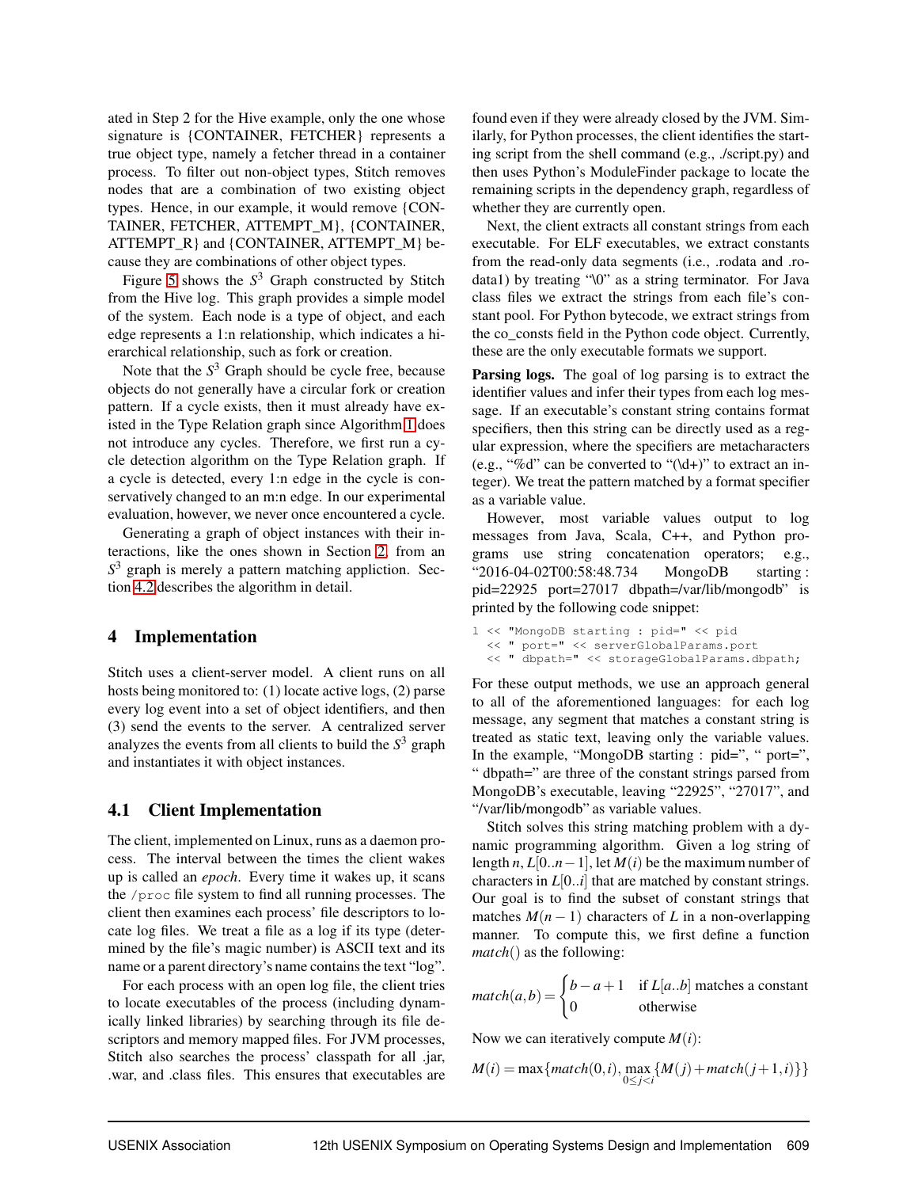ated in Step 2 for the Hive example, only the one whose signature is {CONTAINER, FETCHER} represents a true object type, namely a fetcher thread in a container process. To filter out non-object types, Stitch removes nodes that are a combination of two existing object types. Hence, in our example, it would remove {CONTAINER, FETCHER, ATTEMPT_M}, {CONTAINER, ATTEMPT_R} and {CONTAINER, ATTEMPT_M} because they are combinations of other object types.

Figure 5 shows the $S^3$ Graph constructed by Stitch from the Hive log. This graph provides a simple model of the system. Each node is a type of object, and each edge represents a 1:n relationship, which indicates a hierarchical relationship, such as fork or creation.

Note that the $S^3$ Graph should be cycle free, because objects do not generally have a circular fork or creation pattern. If a cycle exists, then it must already have existed in the Type Relation graph since Algorithm 1 does not introduce any cycles. Therefore, we first run a cycle detection algorithm on the Type Relation graph. If a cycle is detected, every 1:n edge in the cycle is conservatively changed to an m:n edge. In our experimental evaluation, however, we never once encountered a cycle.

Generating a graph of object instances with their interactions, like the ones shown in Section 2, from an $S^3$ graph is merely a pattern matching appliction. Section 4.2 describes the algorithm in detail.

# 4 Implementation

Stitch uses a client-server model. A client runs on all hosts being monitored to: (1) locate active logs, (2) parse every log event into a set of object identifiers, and then (3) send the events to the server. A centralized server analyzes the events from all clients to build the $S^3$ graph and instantiates it with object instances.

## 4.1 Client Implementation

The client, implemented on Linux, runs as a daemon process. The interval between the times the client wakes up is called an *epoch*. Every time it wakes up, it scans the `/proc` file system to find all running processes. The client then examines each process' file descriptors to locate log files. We treat a file as a log if its type (determined by the file's magic number) is ASCII text and its name or a parent directory's name contains the text "log".

For each process with an open log file, the client tries to locate executables of the process (including dynamically linked libraries) by searching through its file descriptors and memory mapped files. For JVM processes, Stitch also searches the process' classpath for all .jar, .war, and .class files. This ensures that executables are found even if they were already closed by the JVM. Similarly, for Python processes, the client identifies the starting script from the shell command (e.g., ./script.py) and then uses Python's ModuleFinder package to locate the remaining scripts in the dependency graph, regardless of whether they are currently open.

Next, the client extracts all constant strings from each executable. For ELF executables, we extract constants from the read-only data segments (i.e., .rodata and .rodata1) by treating "\0" as a string terminator. For Java class files we extract the strings from each file's constant pool. For Python bytecode, we extract strings from the co_consts field in the Python code object. Currently, these are the only executable formats we support.

**Parsing logs.** The goal of log parsing is to extract the identifier values and infer their types from each log message. If an executable's constant string contains format specifiers, then this string can be directly used as a regular expression, where the specifiers are metacharacters (e.g., "%d" can be converted to "(\d+)" to extract an integer). We treat the pattern matched by a format specifier as a variable value.

However, most variable values output to log messages from Java, Scala, C++, and Python programs use string concatenation operators; e.g., "2016-04-02T00:58:48.734 MongoDB starting : pid=22925 port=27017 dbpath=/var/lib/mongodb" is printed by the following code snippet:

```
l << "MongoDB starting : pid=" << pid
  << " port=" << serverGlobalParams.port
  << " dbpath=" << storageGlobalParams.dbpath;
```

For these output methods, we use an approach general to all of the aforementioned languages: for each log message, any segment that matches a constant string is treated as static text, leaving only the variable values. In the example, "MongoDB starting : pid=", " port=", " dbpath=" are three of the constant strings parsed from MongoDB's executable, leaving "22925", "27017", and "/var/lib/mongodb" as variable values.

Stitch solves this string matching problem with a dynamic programming algorithm. Given a log string of length $n$, $L[0..n-1]$, let $M(i)$ be the maximum number of characters in $L[0..i]$ that are matched by constant strings. Our goal is to find the subset of constant strings that matches $M(n-1)$ characters of $L$ in a non-overlapping manner. To compute this, we first define a function $match()$ as the following:

$$match(a,b) = \begin{cases} b-a+1 & \text{if } L[a..b] \text{ matches a constant} \\ 0 & \text{otherwise} \end{cases}$$

Now we can iteratively compute $M(i)$:

$$M(i) = \max\{match(0,i), \max_{0 \le j < i}\{M(j) + match(j+1,i)\}\}$$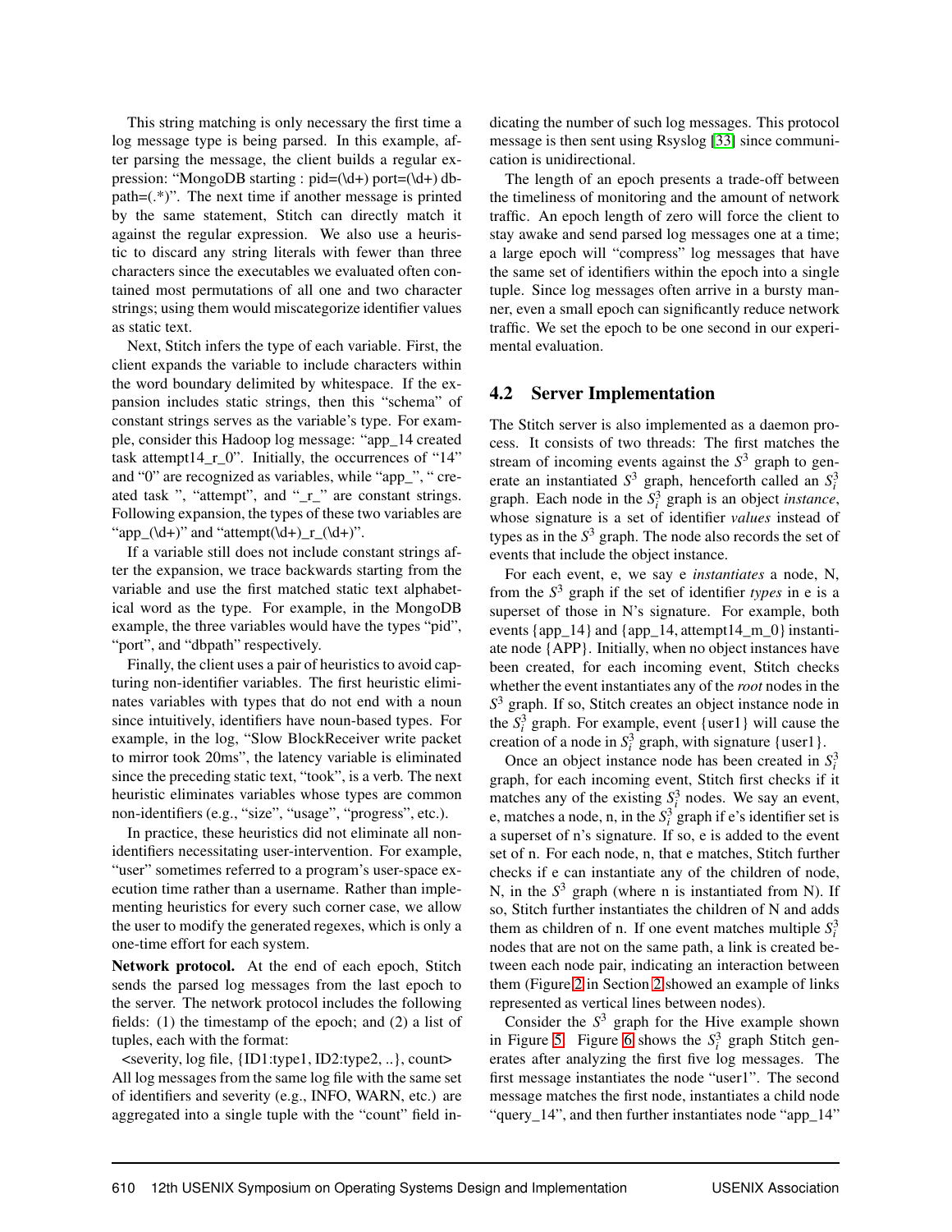This string matching is only necessary the first time a log message type is being parsed. In this example, after parsing the message, the client builds a regular expression: “MongoDB starting : pid=(\d+) port=(\d+) dbpath=(.*)”. The next time if another message is printed by the same statement, Stitch can directly match it against the regular expression. We also use a heuristic to discard any string literals with fewer than three characters since the executables we evaluated often contained most permutations of all one and two character strings; using them would miscategorize identifier values as static text.

Next, Stitch infers the type of each variable. First, the client expands the variable to include characters within the word boundary delimited by whitespace. If the expansion includes static strings, then this “schema” of constant strings serves as the variable’s type. For example, consider this Hadoop log message: “app_14 created task attempt14_r_0”. Initially, the occurrences of “14” and “0” are recognized as variables, while “app_”, “ created task ”, “attempt”, and “_r_” are constant strings. Following expansion, the types of these two variables are “app_(\d+)” and “attempt(\d+)_r_(\d+)”.

If a variable still does not include constant strings after the expansion, we trace backwards starting from the variable and use the first matched static text alphabetical word as the type. For example, in the MongoDB example, the three variables would have the types “pid”, “port”, and “dbpath” respectively.

Finally, the client uses a pair of heuristics to avoid capturing non-identifier variables. The first heuristic eliminates variables with types that do not end with a noun since intuitively, identifiers have noun-based types. For example, in the log, “Slow BlockReceiver write packet to mirror took 20ms”, the latency variable is eliminated since the preceding static text, “took”, is a verb. The next heuristic eliminates variables whose types are common non-identifiers (e.g., “size”, “usage”, “progress”, etc.).

In practice, these heuristics did not eliminate all non-identifiers necessitating user-intervention. For example, “user” sometimes referred to a program’s user-space execution time rather than a username. Rather than implementing heuristics for every such corner case, we allow the user to modify the generated regexes, which is only a one-time effort for each system.

**Network protocol.** At the end of each epoch, Stitch sends the parsed log messages from the last epoch to the server. The network protocol includes the following fields: (1) the timestamp of the epoch; and (2) a list of tuples, each with the format:

<severity, log file, {ID1:type1, ID2:type2, ..}, count>

All log messages from the same log file with the same set of identifiers and severity (e.g., INFO, WARN, etc.) are aggregated into a single tuple with the “count” field indicating the number of such log messages. This protocol message is then sent using Rsyslog [33] since communication is unidirectional.

The length of an epoch presents a trade-off between the timeliness of monitoring and the amount of network traffic. An epoch length of zero will force the client to stay awake and send parsed log messages one at a time; a large epoch will “compress” log messages that have the same set of identifiers within the epoch into a single tuple. Since log messages often arrive in a bursty manner, even a small epoch can significantly reduce network traffic. We set the epoch to be one second in our experimental evaluation.

## 4.2 Server Implementation

The Stitch server is also implemented as a daemon process. It consists of two threads: The first matches the stream of incoming events against the $S^3$ graph to generate an instantiated $S^3$ graph, henceforth called an $S_i^3$ graph. Each node in the $S_i^3$ graph is an object *instance*, whose signature is a set of identifier *values* instead of types as in the $S^3$ graph. The node also records the set of events that include the object instance.

For each event, e, we say e *instantiates* a node, N, from the $S^3$ graph if the set of identifier *types* in e is a superset of those in N’s signature. For example, both events {app_14} and {app_14, attempt14_m_0} instantiate node {APP}. Initially, when no object instances have been created, for each incoming event, Stitch checks whether the event instantiates any of the *root* nodes in the $S^3$ graph. If so, Stitch creates an object instance node in the $S_i^3$ graph. For example, event {user1} will cause the creation of a node in $S_i^3$ graph, with signature {user1}.

Once an object instance node has been created in $S_i^3$ graph, for each incoming event, Stitch first checks if it matches any of the existing $S_i^3$ nodes. We say an event, e, matches a node, n, in the $S_i^3$ graph if e’s identifier set is a superset of n’s signature. If so, e is added to the event set of n. For each node, n, that e matches, Stitch further checks if e can instantiate any of the children of node, N, in the $S^3$ graph (where n is instantiated from N). If so, Stitch further instantiates the children of N and adds them as children of n. If one event matches multiple $S_i^3$ nodes that are not on the same path, a link is created between each node pair, indicating an interaction between them (Figure 2 in Section 2 showed an example of links represented as vertical lines between nodes).

Consider the $S^3$ graph for the Hive example shown in Figure 5. Figure 6 shows the $S_i^3$ graph Stitch generates after analyzing the first five log messages. The first message instantiates the node “user1”. The second message matches the first node, instantiates a child node “query_14”, and then further instantiates node “app_14”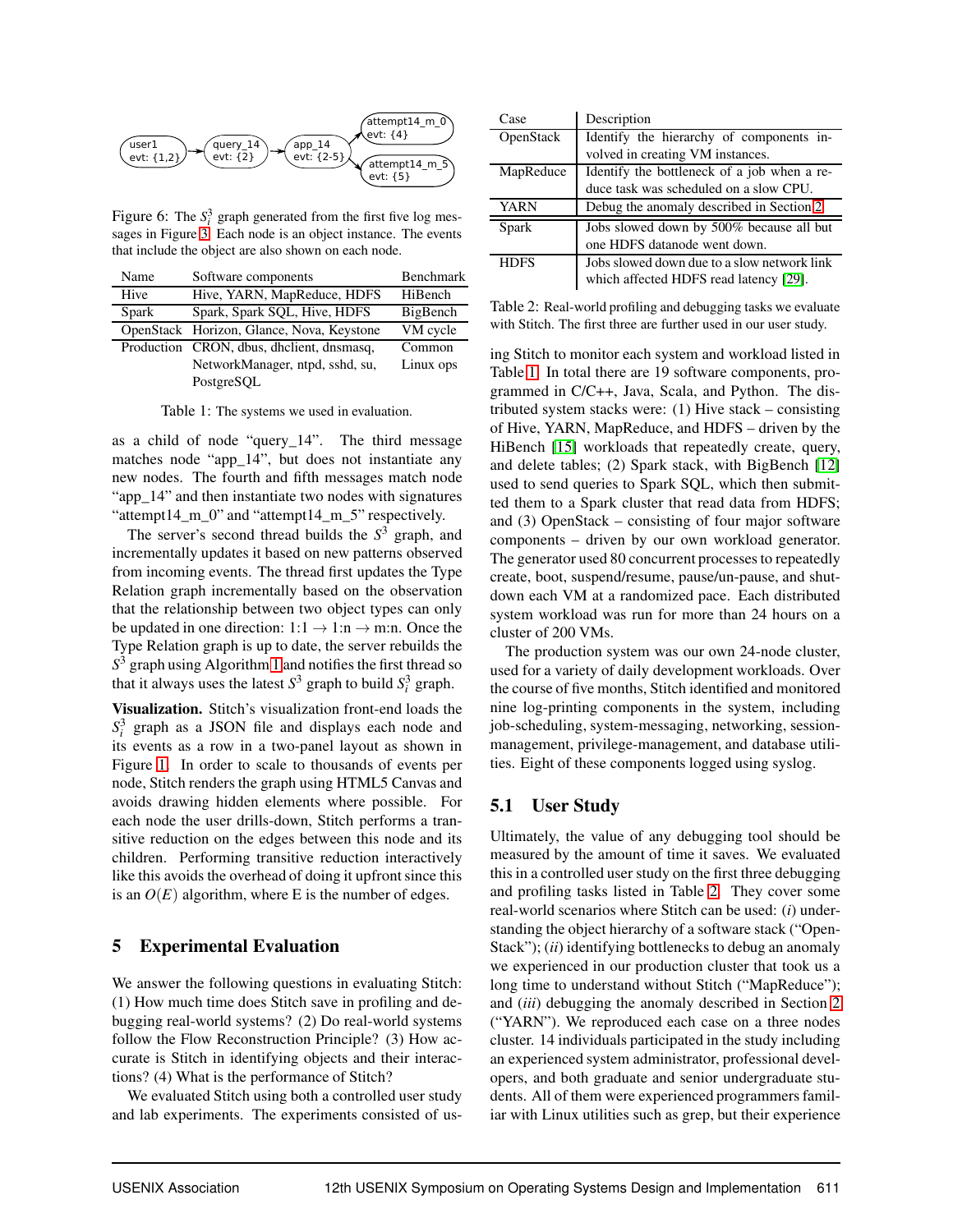Figure 6: The $S_i^3$ graph generated from the first five log messages in Figure 3. Each node is an object instance. The events that include the object are also shown on each node.

| Name | Software components | Benchmark |
|---|---|---|
| Hive | Hive, YARN, MapReduce, HDFS | HiBench |
| Spark | Spark, Spark SQL, Hive, HDFS | BigBench |
| OpenStack | Horizon, Glance, Nova, Keystone | VM cycle |
| Production | CRON, dbus, dhclient, dnsmasq, NetworkManager, ntpd, sshd, su, PostgreSQL | Common Linux ops |

Table 1: The systems we used in evaluation.

as a child of node "query_14". The third message matches node "app_14", but does not instantiate any new nodes. The fourth and fifth messages match node "app_14" and then instantiate two nodes with signatures "attempt14_m_0" and "attempt14_m_5" respectively.

The server's second thread builds the $S^3$ graph, and incrementally updates it based on new patterns observed from incoming events. The thread first updates the Type Relation graph incrementally based on the observation that the relationship between two object types can only be updated in one direction: 1:1 → 1:n → m:n. Once the Type Relation graph is up to date, the server rebuilds the $S^3$ graph using Algorithm 1 and notifies the first thread so that it always uses the latest $S^3$ graph to build $S_i^3$ graph.

**Visualization.** Stitch's visualization front-end loads the $S_i^3$ graph as a JSON file and displays each node and its events as a row in a two-panel layout as shown in Figure 1. In order to scale to thousands of events per node, Stitch renders the graph using HTML5 Canvas and avoids drawing hidden elements where possible. For each node the user drills-down, Stitch performs a transitive reduction on the edges between this node and its children. Performing transitive reduction interactively like this avoids the overhead of doing it upfront since this is an $O(E)$ algorithm, where E is the number of edges.

## 5 Experimental Evaluation

We answer the following questions in evaluating Stitch: (1) How much time does Stitch save in profiling and debugging real-world systems? (2) Do real-world systems follow the Flow Reconstruction Principle? (3) How accurate is Stitch in identifying objects and their interactions? (4) What is the performance of Stitch?

We evaluated Stitch using both a controlled user study and lab experiments. The experiments consisted of using Stitch to monitor each system and workload listed in Table 1. In total there are 19 software components, programmed in C/C++, Java, Scala, and Python. The distributed system stacks were: (1) Hive stack – consisting of Hive, YARN, MapReduce, and HDFS – driven by the HiBench [15] workloads that repeatedly create, query, and delete tables; (2) Spark stack, with BigBench [12] used to send queries to Spark SQL, which then submitted them to a Spark cluster that read data from HDFS; and (3) OpenStack – consisting of four major software components – driven by our own workload generator. The generator used 80 concurrent processes to repeatedly create, boot, suspend/resume, pause/un-pause, and shutdown each VM at a randomized pace. Each distributed system workload was run for more than 24 hours on a cluster of 200 VMs.

| Case | Description |
|---|---|
| OpenStack | Identify the hierarchy of components involved in creating VM instances. |
| MapReduce | Identify the bottleneck of a job when a reduce task was scheduled on a slow CPU. |
| YARN | Debug the anomaly described in Section 2. |
| Spark | Jobs slowed down by 500% because all but one HDFS datanode went down. |
| HDFS | Jobs slowed down due to a slow network link which affected HDFS read latency [29]. |

Table 2: Real-world profiling and debugging tasks we evaluate with Stitch. The first three are further used in our user study.

The production system was our own 24-node cluster, used for a variety of daily development workloads. Over the course of five months, Stitch identified and monitored nine log-printing components in the system, including job-scheduling, system-messaging, networking, session-management, privilege-management, and database utilities. Eight of these components logged using syslog.

### 5.1 User Study

Ultimately, the value of any debugging tool should be measured by the amount of time it saves. We evaluated this in a controlled user study on the first three debugging and profiling tasks listed in Table 2. They cover some real-world scenarios where Stitch can be used: (*i*) understanding the object hierarchy of a software stack ("OpenStack"); (*ii*) identifying bottlenecks to debug an anomaly we experienced in our production cluster that took us a long time to understand without Stitch ("MapReduce"); and (*iii*) debugging the anomaly described in Section 2 ("YARN"). We reproduced each case on a three nodes cluster. 14 individuals participated in the study including an experienced system administrator, professional developers, and both graduate and senior undergraduate students. All of them were experienced programmers familiar with Linux utilities such as grep, but their experience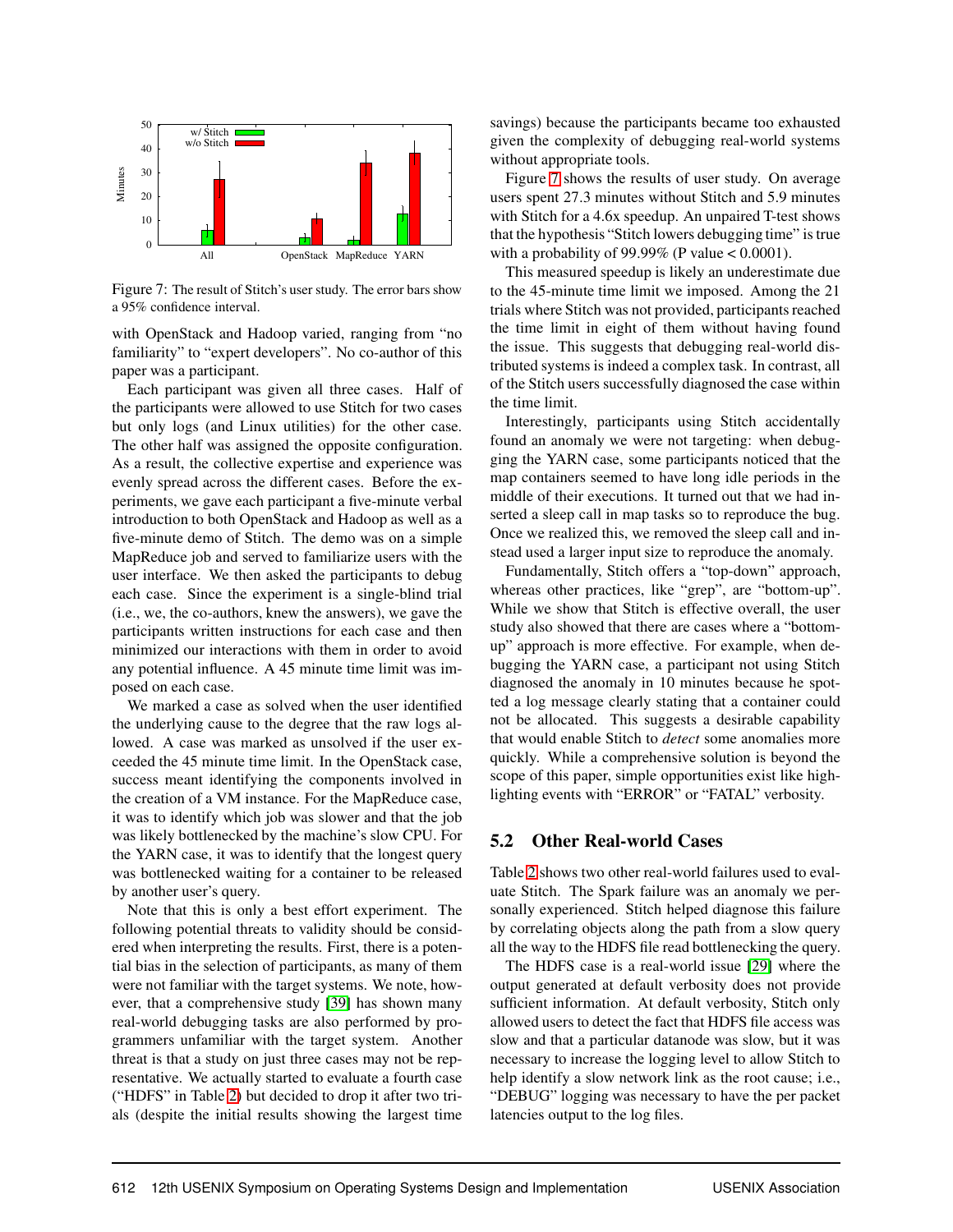Figure 7: The result of Stitch's user study. The error bars show a 95% confidence interval.

with OpenStack and Hadoop varied, ranging from "no familiarity" to "expert developers". No co-author of this paper was a participant.

Each participant was given all three cases. Half of the participants were allowed to use Stitch for two cases but only logs (and Linux utilities) for the other case. The other half was assigned the opposite configuration. As a result, the collective expertise and experience was evenly spread across the different cases. Before the experiments, we gave each participant a five-minute verbal introduction to both OpenStack and Hadoop as well as a five-minute demo of Stitch. The demo was on a simple MapReduce job and served to familiarize users with the user interface. We then asked the participants to debug each case. Since the experiment is a single-blind trial (i.e., we, the co-authors, knew the answers), we gave the participants written instructions for each case and then minimized our interactions with them in order to avoid any potential influence. A 45 minute time limit was imposed on each case.

We marked a case as solved when the user identified the underlying cause to the degree that the raw logs allowed. A case was marked as unsolved if the user exceeded the 45 minute time limit. In the OpenStack case, success meant identifying the components involved in the creation of a VM instance. For the MapReduce case, it was to identify which job was slower and that the job was likely bottlenecked by the machine's slow CPU. For the YARN case, it was to identify that the longest query was bottlenecked waiting for a container to be released by another user's query.

Note that this is only a best effort experiment. The following potential threats to validity should be considered when interpreting the results. First, there is a potential bias in the selection of participants, as many of them were not familiar with the target systems. We note, however, that a comprehensive study [39] has shown many real-world debugging tasks are also performed by programmers unfamiliar with the target system. Another threat is that a study on just three cases may not be representative. We actually started to evaluate a fourth case ("HDFS" in Table 2) but decided to drop it after two trials (despite the initial results showing the largest time savings) because the participants became too exhausted given the complexity of debugging real-world systems without appropriate tools.

Figure 7 shows the results of user study. On average users spent 27.3 minutes without Stitch and 5.9 minutes with Stitch for a 4.6x speedup. An unpaired T-test shows that the hypothesis "Stitch lowers debugging time" is true with a probability of 99.99% (P value < 0.0001).

This measured speedup is likely an underestimate due to the 45-minute time limit we imposed. Among the 21 trials where Stitch was not provided, participants reached the time limit in eight of them without having found the issue. This suggests that debugging real-world distributed systems is indeed a complex task. In contrast, all of the Stitch users successfully diagnosed the case within the time limit.

Interestingly, participants using Stitch accidentally found an anomaly we were not targeting: when debugging the YARN case, some participants noticed that the map containers seemed to have long idle periods in the middle of their executions. It turned out that we had inserted a sleep call in map tasks so to reproduce the bug. Once we realized this, we removed the sleep call and instead used a larger input size to reproduce the anomaly.

Fundamentally, Stitch offers a "top-down" approach, whereas other practices, like "grep", are "bottom-up". While we show that Stitch is effective overall, the user study also showed that there are cases where a "bottom-up" approach is more effective. For example, when debugging the YARN case, a participant not using Stitch diagnosed the anomaly in 10 minutes because he spotted a log message clearly stating that a container could not be allocated. This suggests a desirable capability that would enable Stitch to *detect* some anomalies more quickly. While a comprehensive solution is beyond the scope of this paper, simple opportunities exist like highlighting events with "ERROR" or "FATAL" verbosity.

## 5.2 Other Real-world Cases

Table 2 shows two other real-world failures used to evaluate Stitch. The Spark failure was an anomaly we personally experienced. Stitch helped diagnose this failure by correlating objects along the path from a slow query all the way to the HDFS file read bottlenecking the query.

The HDFS case is a real-world issue [29] where the output generated at default verbosity does not provide sufficient information. At default verbosity, Stitch only allowed users to detect the fact that HDFS file access was slow and that a particular datanode was slow, but it was necessary to increase the logging level to allow Stitch to help identify a slow network link as the root cause; i.e., "DEBUG" logging was necessary to have the per packet latencies output to the log files.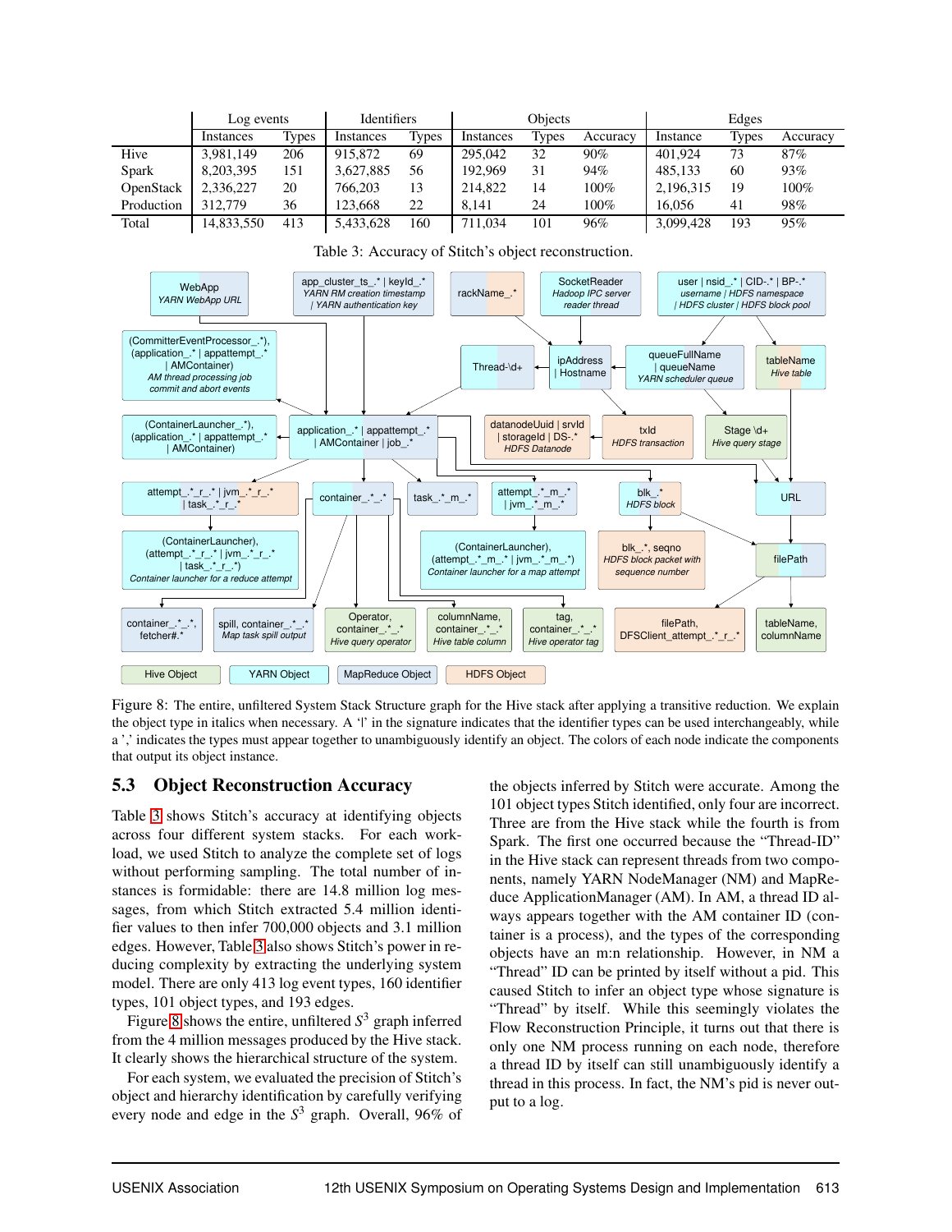| | Log events | | Identifiers | | Objects | | | Edges | | |
|---|---|---|---|---|---|---|---|---|---|---|
| | Instances | Types | Instances | Types | Instances | Types | Accuracy | Instance | Types | Accuracy |
| Hive | 3,981,149 | 206 | 915,872 | 69 | 295,042 | 32 | 90% | 401,924 | 73 | 87% |
| Spark | 8,203,395 | 151 | 3,627,885 | 56 | 192,969 | 31 | 94% | 485,133 | 60 | 93% |
| OpenStack | 2,336,227 | 20 | 766,203 | 13 | 214,822 | 14 | 100% | 2,196,315 | 19 | 100% |
| Production | 312,779 | 36 | 123,668 | 22 | 8,141 | 24 | 100% | 16,056 | 41 | 98% |
| Total | 14,833,550 | 413 | 5,433,628 | 160 | 711,034 | 101 | 96% | 3,099,428 | 193 | 95% |

Table 3: Accuracy of Stitch's object reconstruction.

Figure 8: The entire, unfiltered System Stack Structure graph for the Hive stack after applying a transitive reduction. We explain the object type in italics when necessary. A '|' in the signature indicates that the identifier types can be used interchangeably, while a ',' indicates the types must appear together to unambiguously identify an object. The colors of each node indicate the components that output its object instance.

## 5.3 Object Reconstruction Accuracy

Table 3 shows Stitch's accuracy at identifying objects across four different system stacks. For each workload, we used Stitch to analyze the complete set of logs without performing sampling. The total number of instances is formidable: there are 14.8 million log messages, from which Stitch extracted 5.4 million identifier values to then infer 700,000 objects and 3.1 million edges. However, Table 3 also shows Stitch's power in reducing complexity by extracting the underlying system model. There are only 413 log event types, 160 identifier types, 101 object types, and 193 edges.

Figure 8 shows the entire, unfiltered $S^3$ graph inferred from the 4 million messages produced by the Hive stack. It clearly shows the hierarchical structure of the system.

For each system, we evaluated the precision of Stitch's object and hierarchy identification by carefully verifying every node and edge in the $S^3$ graph. Overall, 96% of the objects inferred by Stitch were accurate. Among the 101 object types Stitch identified, only four are incorrect. Three are from the Hive stack while the fourth is from Spark. The first one occurred because the "Thread-ID" in the Hive stack can represent threads from two components, namely YARN NodeManager (NM) and MapReduce ApplicationManager (AM). In AM, a thread ID always appears together with the AM container ID (container is a process), and the types of the corresponding objects have an m:n relationship. However, in NM a "Thread" ID can be printed by itself without a pid. This caused Stitch to infer an object type whose signature is "Thread" by itself. While this seemingly violates the Flow Reconstruction Principle, it turns out that there is only one NM process running on each node, therefore a thread ID by itself can still unambiguously identify a thread in this process. In fact, the NM's pid is never output to a log.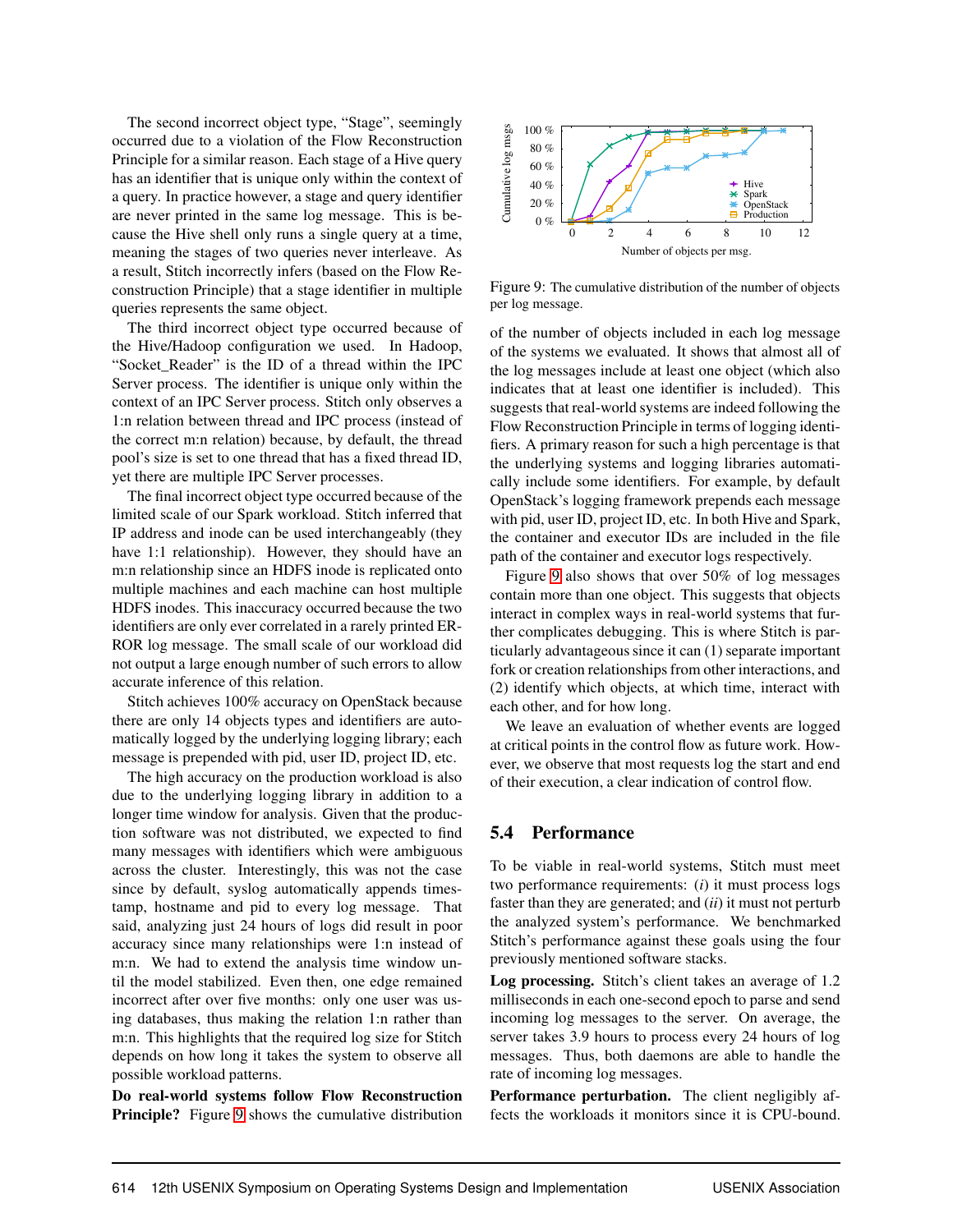The second incorrect object type, "Stage", seemingly occurred due to a violation of the Flow Reconstruction Principle for a similar reason. Each stage of a Hive query has an identifier that is unique only within the context of a query. In practice however, a stage and query identifier are never printed in the same log message. This is because the Hive shell only runs a single query at a time, meaning the stages of two queries never interleave. As a result, Stitch incorrectly infers (based on the Flow Reconstruction Principle) that a stage identifier in multiple queries represents the same object.

The third incorrect object type occurred because of the Hive/Hadoop configuration we used. In Hadoop, "Socket_Reader" is the ID of a thread within the IPC Server process. The identifier is unique only within the context of an IPC Server process. Stitch only observes a 1:n relation between thread and IPC process (instead of the correct m:n relation) because, by default, the thread pool's size is set to one thread that has a fixed thread ID, yet there are multiple IPC Server processes.

The final incorrect object type occurred because of the limited scale of our Spark workload. Stitch inferred that IP address and inode can be used interchangeably (they have 1:1 relationship). However, they should have an m:n relationship since an HDFS inode is replicated onto multiple machines and each machine can host multiple HDFS inodes. This inaccuracy occurred because the two identifiers are only ever correlated in a rarely printed ERROR log message. The small scale of our workload did not output a large enough number of such errors to allow accurate inference of this relation.

Stitch achieves 100% accuracy on OpenStack because there are only 14 objects types and identifiers are automatically logged by the underlying logging library; each message is prepended with pid, user ID, project ID, etc.

The high accuracy on the production workload is also due to the underlying logging library in addition to a longer time window for analysis. Given that the production software was not distributed, we expected to find many messages with identifiers which were ambiguous across the cluster. Interestingly, this was not the case since by default, syslog automatically appends timestamp, hostname and pid to every log message. That said, analyzing just 24 hours of logs did result in poor accuracy since many relationships were 1:n instead of m:n. We had to extend the analysis time window until the model stabilized. Even then, one edge remained incorrect after over five months: only one user was using databases, thus making the relation 1:n rather than m:n. This highlights that the required log size for Stitch depends on how long it takes the system to observe all possible workload patterns.

**Do real-world systems follow Flow Reconstruction Principle?** Figure 9 shows the cumulative distribution of the number of objects included in each log message of the systems we evaluated. It shows that almost all of the log messages include at least one object (which also indicates that at least one identifier is included). This suggests that real-world systems are indeed following the Flow Reconstruction Principle in terms of logging identifiers. A primary reason for such a high percentage is that the underlying systems and logging libraries automatically include some identifiers. For example, by default OpenStack's logging framework prepends each message with pid, user ID, project ID, etc. In both Hive and Spark, the container and executor IDs are included in the file path of the container and executor logs respectively.

Figure 9: The cumulative distribution of the number of objects per log message.

Figure 9 also shows that over 50% of log messages contain more than one object. This suggests that objects interact in complex ways in real-world systems that further complicates debugging. This is where Stitch is particularly advantageous since it can (1) separate important fork or creation relationships from other interactions, and (2) identify which objects, at which time, interact with each other, and for how long.

We leave an evaluation of whether events are logged at critical points in the control flow as future work. However, we observe that most requests log the start and end of their execution, a clear indication of control flow.

## 5.4 Performance

To be viable in real-world systems, Stitch must meet two performance requirements: (*i*) it must process logs faster than they are generated; and (*ii*) it must not perturb the analyzed system's performance. We benchmarked Stitch's performance against these goals using the four previously mentioned software stacks.

**Log processing.** Stitch's client takes an average of 1.2 milliseconds in each one-second epoch to parse and send incoming log messages to the server. On average, the server takes 3.9 hours to process every 24 hours of log messages. Thus, both daemons are able to handle the rate of incoming log messages.

**Performance perturbation.** The client negligibly affects the workloads it monitors since it is CPU-bound.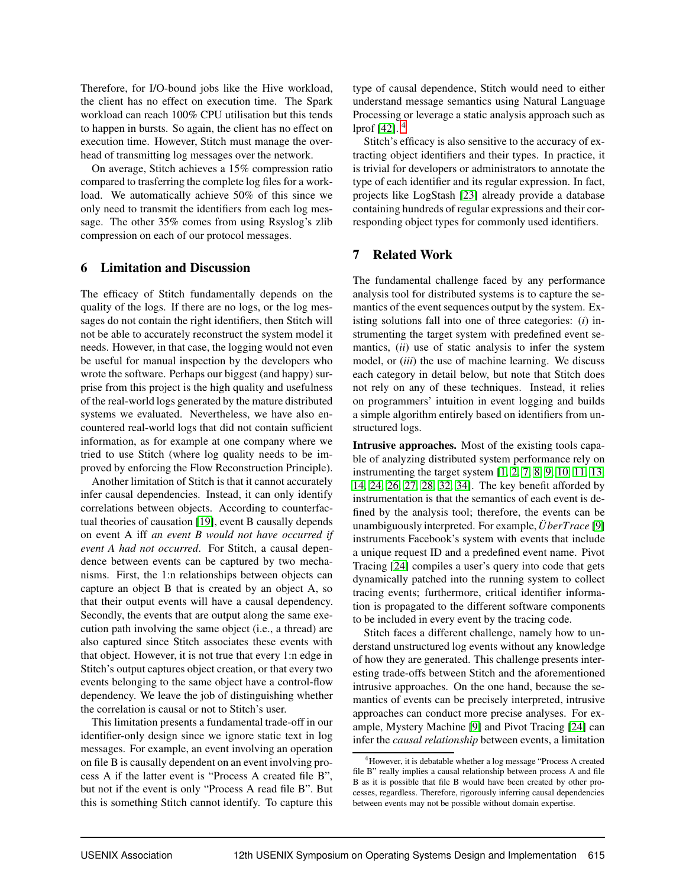Therefore, for I/O-bound jobs like the Hive workload, the client has no effect on execution time. The Spark workload can reach 100% CPU utilisation but this tends to happen in bursts. So again, the client has no effect on execution time. However, Stitch must manage the overhead of transmitting log messages over the network.

On average, Stitch achieves a 15% compression ratio compared to trasferring the complete log files for a workload. We automatically achieve 50% of this since we only need to transmit the identifiers from each log message. The other 35% comes from using Rsyslog's zlib compression on each of our protocol messages.

## 6 Limitation and Discussion

The efficacy of Stitch fundamentally depends on the quality of the logs. If there are no logs, or the log messages do not contain the right identifiers, then Stitch will not be able to accurately reconstruct the system model it needs. However, in that case, the logging would not even be useful for manual inspection by the developers who wrote the software. Perhaps our biggest (and happy) surprise from this project is the high quality and usefulness of the real-world logs generated by the mature distributed systems we evaluated. Nevertheless, we have also encountered real-world logs that did not contain sufficient information, as for example at one company where we tried to use Stitch (where log quality needs to be improved by enforcing the Flow Reconstruction Principle).

Another limitation of Stitch is that it cannot accurately infer causal dependencies. Instead, it can only identify correlations between objects. According to counterfactual theories of causation [19], event B causally depends on event A iff *an event B would not have occurred if event A had not occurred*. For Stitch, a causal dependence between events can be captured by two mechanisms. First, the 1:n relationships between objects can capture an object B that is created by an object A, so that their output events will have a causal dependency. Secondly, the events that are output along the same execution path involving the same object (i.e., a thread) are also captured since Stitch associates these events with that object. However, it is not true that every 1:n edge in Stitch's output captures object creation, or that every two events belonging to the same object have a control-flow dependency. We leave the job of distinguishing whether the correlation is causal or not to Stitch's user.

This limitation presents a fundamental trade-off in our identifier-only design since we ignore static text in log messages. For example, an event involving an operation on file B is causally dependent on an event involving process A if the latter event is "Process A created file B", but not if the event is only "Process A read file B". But this is something Stitch cannot identify. To capture this type of causal dependence, Stitch would need to either understand message semantics using Natural Language Processing or leverage a static analysis approach such as lprof [42]. [4]

Stitch's efficacy is also sensitive to the accuracy of extracting object identifiers and their types. In practice, it is trivial for developers or administrators to annotate the type of each identifier and its regular expression. In fact, projects like LogStash [23] already provide a database containing hundreds of regular expressions and their corresponding object types for commonly used identifiers.

## 7 Related Work

The fundamental challenge faced by any performance analysis tool for distributed systems is to capture the semantics of the event sequences output by the system. Existing solutions fall into one of three categories: (*i*) instrumenting the target system with predefined event semantics, (*ii*) use of static analysis to infer the system model, or (*iii*) the use of machine learning. We discuss each category in detail below, but note that Stitch does not rely on any of these techniques. Instead, it relies on programmers' intuition in event logging and builds a simple algorithm entirely based on identifiers from unstructured logs.

**Intrusive approaches.** Most of the existing tools capable of analyzing distributed system performance rely on instrumenting the target system [1, 2, 7, 8, 9, 10, 11, 13, 14, 24, 26, 27, 28, 32, 34]. The key benefit afforded by instrumentation is that the semantics of each event is defined by the analysis tool; therefore, the events can be unambiguously interpreted. For example, *ÜberTrace* [9] instruments Facebook's system with events that include a unique request ID and a predefined event name. Pivot Tracing [24] compiles a user's query into code that gets dynamically patched into the running system to collect tracing events; furthermore, critical identifier information is propagated to the different software components to be included in every event by the tracing code.

Stitch faces a different challenge, namely how to understand unstructured log events without any knowledge of how they are generated. This challenge presents interesting trade-offs between Stitch and the aforementioned intrusive approaches. On the one hand, because the semantics of events can be precisely interpreted, intrusive approaches can conduct more precise analyses. For example, Mystery Machine [9] and Pivot Tracing [24] can infer the *causal relationship* between events, a limitation

[4] However, it is debatable whether a log message "Process A created file B" really implies a causal relationship between process A and file B as it is possible that file B would have been created by other processes, regardless. Therefore, rigorously inferring causal dependencies between events may not be possible without domain expertise.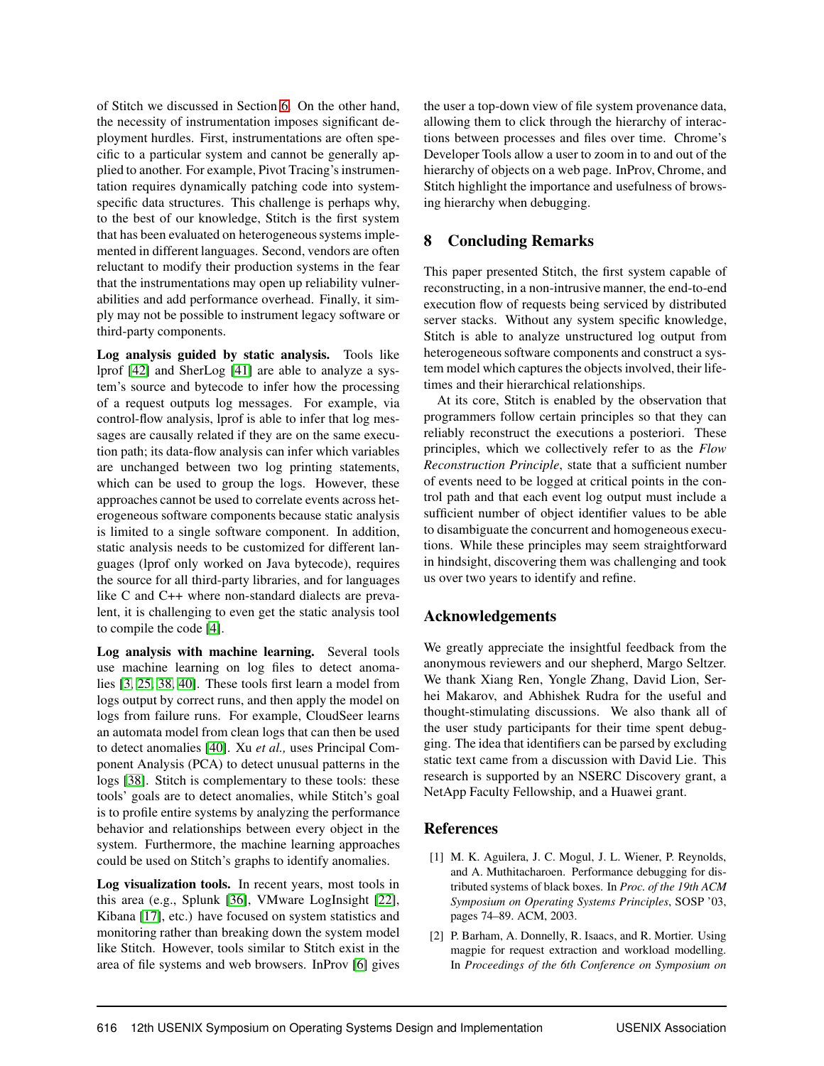of Stitch we discussed in Section 6. On the other hand, the necessity of instrumentation imposes significant deployment hurdles. First, instrumentations are often specific to a particular system and cannot be generally applied to another. For example, Pivot Tracing's instrumentation requires dynamically patching code into system-specific data structures. This challenge is perhaps why, to the best of our knowledge, Stitch is the first system that has been evaluated on heterogeneous systems implemented in different languages. Second, vendors are often reluctant to modify their production systems in the fear that the instrumentations may open up reliability vulnerabilities and add performance overhead. Finally, it simply may not be possible to instrument legacy software or third-party components.

**Log analysis guided by static analysis.** Tools like lprof [42] and SherLog [41] are able to analyze a system's source and bytecode to infer how the processing of a request outputs log messages. For example, via control-flow analysis, lprof is able to infer that log messages are causally related if they are on the same execution path; its data-flow analysis can infer which variables are unchanged between two log printing statements, which can be used to group the logs. However, these approaches cannot be used to correlate events across heterogeneous software components because static analysis is limited to a single software component. In addition, static analysis needs to be customized for different languages (lprof only worked on Java bytecode), requires the source for all third-party libraries, and for languages like C and C++ where non-standard dialects are prevalent, it is challenging to even get the static analysis tool to compile the code [4].

**Log analysis with machine learning.** Several tools use machine learning on log files to detect anomalies [3, 25, 38, 40]. These tools first learn a model from logs output by correct runs, and then apply the model on logs from failure runs. For example, CloudSeer learns an automata model from clean logs that can then be used to detect anomalies [40]. Xu *et al.,* uses Principal Component Analysis (PCA) to detect unusual patterns in the logs [38]. Stitch is complementary to these tools: these tools' goals are to detect anomalies, while Stitch's goal is to profile entire systems by analyzing the performance behavior and relationships between every object in the system. Furthermore, the machine learning approaches could be used on Stitch's graphs to identify anomalies.

**Log visualization tools.** In recent years, most tools in this area (e.g., Splunk [36], VMware LogInsight [22], Kibana [17], etc.) have focused on system statistics and monitoring rather than breaking down the system model like Stitch. However, tools similar to Stitch exist in the area of file systems and web browsers. InProv [6] gives the user a top-down view of file system provenance data, allowing them to click through the hierarchy of interactions between processes and files over time. Chrome's Developer Tools allow a user to zoom in to and out of the hierarchy of objects on a web page. InProv, Chrome, and Stitch highlight the importance and usefulness of browsing hierarchy when debugging.

## 8 Concluding Remarks

This paper presented Stitch, the first system capable of reconstructing, in a non-intrusive manner, the end-to-end execution flow of requests being serviced by distributed server stacks. Without any system specific knowledge, Stitch is able to analyze unstructured log output from heterogeneous software components and construct a system model which captures the objects involved, their lifetimes and their hierarchical relationships.

At its core, Stitch is enabled by the observation that programmers follow certain principles so that they can reliably reconstruct the executions a posteriori. These principles, which we collectively refer to as the *Flow Reconstruction Principle*, state that a sufficient number of events need to be logged at critical points in the control path and that each event log output must include a sufficient number of object identifier values to be able to disambiguate the concurrent and homogeneous executions. While these principles may seem straightforward in hindsight, discovering them was challenging and took us over two years to identify and refine.

## Acknowledgements

We greatly appreciate the insightful feedback from the anonymous reviewers and our shepherd, Margo Seltzer. We thank Xiang Ren, Yongle Zhang, David Lion, Serhei Makarov, and Abhishek Rudra for the useful and thought-stimulating discussions. We also thank all of the user study participants for their time spent debugging. The idea that identifiers can be parsed by excluding static text came from a discussion with David Lie. This research is supported by an NSERC Discovery grant, a NetApp Faculty Fellowship, and a Huawei grant.

## References

[1] M. K. Aguilera, J. C. Mogul, J. L. Wiener, P. Reynolds, and A. Muthitacharoen. Performance debugging for distributed systems of black boxes. In *Proc. of the 19th ACM Symposium on Operating Systems Principles*, SOSP '03, pages 74–89. ACM, 2003.

[2] P. Barham, A. Donnelly, R. Isaacs, and R. Mortier. Using magpie for request extraction and workload modelling. In *Proceedings of the 6th Conference on Symposium on*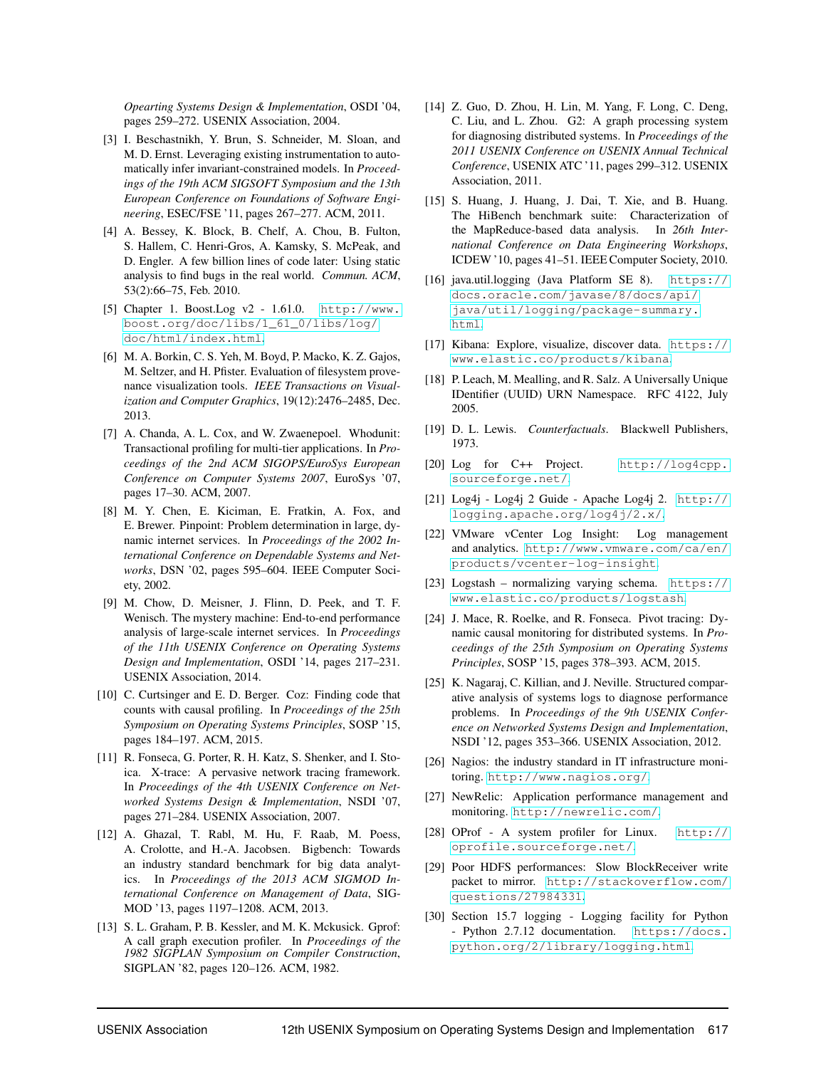*Opearting Systems Design & Implementation*, OSDI '04, pages 259–272. USENIX Association, 2004.

[3] I. Beschastnikh, Y. Brun, S. Schneider, M. Sloan, and M. D. Ernst. Leveraging existing instrumentation to automatically infer invariant-constrained models. In *Proceedings of the 19th ACM SIGSOFT Symposium and the 13th European Conference on Foundations of Software Engineering*, ESEC/FSE '11, pages 267–277. ACM, 2011.

[4] A. Bessey, K. Block, B. Chelf, A. Chou, B. Fulton, S. Hallem, C. Henri-Gros, A. Kamsky, S. McPeak, and D. Engler. A few billion lines of code later: Using static analysis to find bugs in the real world. *Commun. ACM*, 53(2):66–75, Feb. 2010.

[5] Chapter 1. Boost.Log v2 - 1.61.0. http://www.boost.org/doc/libs/1_61_0/libs/log/doc/html/index.html.

[6] M. A. Borkin, C. S. Yeh, M. Boyd, P. Macko, K. Z. Gajos, M. Seltzer, and H. Pfister. Evaluation of filesystem provenance visualization tools. *IEEE Transactions on Visualization and Computer Graphics*, 19(12):2476–2485, Dec. 2013.

[7] A. Chanda, A. L. Cox, and W. Zwaenepoel. Whodunit: Transactional profiling for multi-tier applications. In *Proceedings of the 2nd ACM SIGOPS/EuroSys European Conference on Computer Systems 2007*, EuroSys '07, pages 17–30. ACM, 2007.

[8] M. Y. Chen, E. Kiciman, E. Fratkin, A. Fox, and E. Brewer. Pinpoint: Problem determination in large, dynamic internet services. In *Proceedings of the 2002 International Conference on Dependable Systems and Networks*, DSN '02, pages 595–604. IEEE Computer Society, 2002.

[9] M. Chow, D. Meisner, J. Flinn, D. Peek, and T. F. Wenisch. The mystery machine: End-to-end performance analysis of large-scale internet services. In *Proceedings of the 11th USENIX Conference on Operating Systems Design and Implementation*, OSDI '14, pages 217–231. USENIX Association, 2014.

[10] C. Curtsinger and E. D. Berger. Coz: Finding code that counts with causal profiling. In *Proceedings of the 25th Symposium on Operating Systems Principles*, SOSP '15, pages 184–197. ACM, 2015.

[11] R. Fonseca, G. Porter, R. H. Katz, S. Shenker, and I. Stoica. X-trace: A pervasive network tracing framework. In *Proceedings of the 4th USENIX Conference on Networked Systems Design & Implementation*, NSDI '07, pages 271–284. USENIX Association, 2007.

[12] A. Ghazal, T. Rabl, M. Hu, F. Raab, M. Poess, A. Crolotte, and H.-A. Jacobsen. Bigbench: Towards an industry standard benchmark for big data analytics. In *Proceedings of the 2013 ACM SIGMOD International Conference on Management of Data*, SIGMOD '13, pages 1197–1208. ACM, 2013.

[13] S. L. Graham, P. B. Kessler, and M. K. Mckusick. Gprof: A call graph execution profiler. In *Proceedings of the 1982 SIGPLAN Symposium on Compiler Construction*, SIGPLAN '82, pages 120–126. ACM, 1982.

[14] Z. Guo, D. Zhou, H. Lin, M. Yang, F. Long, C. Deng, C. Liu, and L. Zhou. G2: A graph processing system for diagnosing distributed systems. In *Proceedings of the 2011 USENIX Conference on USENIX Annual Technical Conference*, USENIX ATC '11, pages 299–312. USENIX Association, 2011.

[15] S. Huang, J. Huang, J. Dai, T. Xie, and B. Huang. The HiBench benchmark suite: Characterization of the MapReduce-based data analysis. In *26th International Conference on Data Engineering Workshops*, ICDEW '10, pages 41–51. IEEE Computer Society, 2010.

[16] java.util.logging (Java Platform SE 8). https://docs.oracle.com/javase/8/docs/api/java/util/logging/package-summary.html.

[17] Kibana: Explore, visualize, discover data. https://www.elastic.co/products/kibana.

[18] P. Leach, M. Mealling, and R. Salz. A Universally Unique IDentifier (UUID) URN Namespace. RFC 4122, July 2005.

[19] D. L. Lewis. *Counterfactuals*. Blackwell Publishers, 1973.

[20] Log for C++ Project. http://log4cpp.sourceforge.net/.

[21] Log4j - Log4j 2 Guide - Apache Log4j 2. http://logging.apache.org/log4j/2.x/.

[22] VMware vCenter Log Insight: Log management and analytics. http://www.vmware.com/ca/en/products/vcenter-log-insight.

[23] Logstash – normalizing varying schema. https://www.elastic.co/products/logstash.

[24] J. Mace, R. Roelke, and R. Fonseca. Pivot tracing: Dynamic causal monitoring for distributed systems. In *Proceedings of the 25th Symposium on Operating Systems Principles*, SOSP '15, pages 378–393. ACM, 2015.

[25] K. Nagaraj, C. Killian, and J. Neville. Structured comparative analysis of systems logs to diagnose performance problems. In *Proceedings of the 9th USENIX Conference on Networked Systems Design and Implementation*, NSDI '12, pages 353–366. USENIX Association, 2012.

[26] Nagios: the industry standard in IT infrastructure monitoring. http://www.nagios.org/.

[27] NewRelic: Application performance management and monitoring. http://newrelic.com/.

[28] OProf - A system profiler for Linux. http://oprofile.sourceforge.net/.

[29] Poor HDFS performances: Slow BlockReceiver write packet to mirror. http://stackoverflow.com/questions/27984331.

[30] Section 15.7 logging - Logging facility for Python - Python 2.7.12 documentation. https://docs.python.org/2/library/logging.html.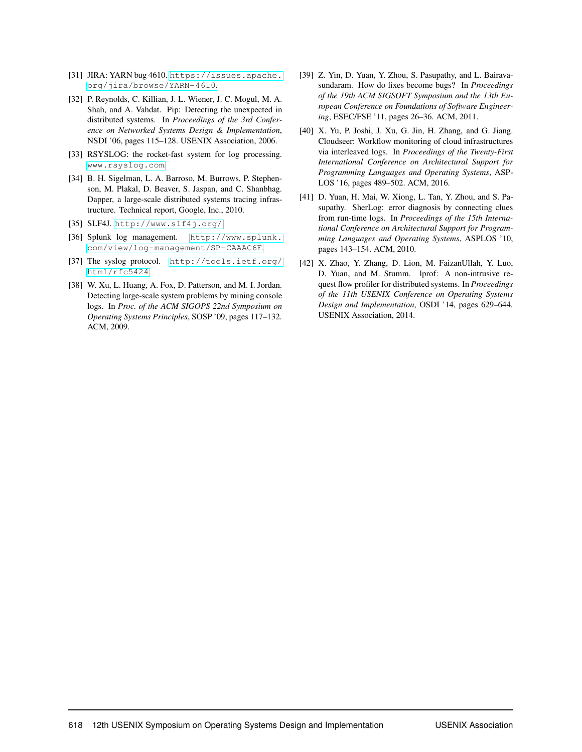[31] JIRA: YARN bug 4610. https://issues.apache.org/jira/browse/YARN-4610.

[32] P. Reynolds, C. Killian, J. L. Wiener, J. C. Mogul, M. A. Shah, and A. Vahdat. Pip: Detecting the unexpected in distributed systems. In *Proceedings of the 3rd Conference on Networked Systems Design & Implementation*, NSDI '06, pages 115–128. USENIX Association, 2006.

[33] RSYSLOG: the rocket-fast system for log processing. www.rsyslog.com.

[34] B. H. Sigelman, L. A. Barroso, M. Burrows, P. Stephenson, M. Plakal, D. Beaver, S. Jaspan, and C. Shanbhag. Dapper, a large-scale distributed systems tracing infrastructure. Technical report, Google, Inc., 2010.

[35] SLF4J. http://www.slf4j.org/.

[36] Splunk log management. http://www.splunk.com/view/log-management/SP-CAAAC6F.

[37] The syslog protocol. http://tools.ietf.org/html/rfc5424.

[38] W. Xu, L. Huang, A. Fox, D. Patterson, and M. I. Jordan. Detecting large-scale system problems by mining console logs. In *Proc. of the ACM SIGOPS 22nd Symposium on Operating Systems Principles*, SOSP '09, pages 117–132. ACM, 2009.

[39] Z. Yin, D. Yuan, Y. Zhou, S. Pasupathy, and L. Bairavasundaram. How do fixes become bugs? In *Proceedings of the 19th ACM SIGSOFT Symposium and the 13th European Conference on Foundations of Software Engineering*, ESEC/FSE '11, pages 26–36. ACM, 2011.

[40] X. Yu, P. Joshi, J. Xu, G. Jin, H. Zhang, and G. Jiang. Cloudseer: Workflow monitoring of cloud infrastructures via interleaved logs. In *Proceedings of the Twenty-First International Conference on Architectural Support for Programming Languages and Operating Systems*, ASPLOS '16, pages 489–502. ACM, 2016.

[41] D. Yuan, H. Mai, W. Xiong, L. Tan, Y. Zhou, and S. Pasupathy. SherLog: error diagnosis by connecting clues from run-time logs. In *Proceedings of the 15th International Conference on Architectural Support for Programming Languages and Operating Systems*, ASPLOS '10, pages 143–154. ACM, 2010.

[42] X. Zhao, Y. Zhang, D. Lion, M. FaizanUllah, Y. Luo, D. Yuan, and M. Stumm. lprof: A non-intrusive request flow profiler for distributed systems. In *Proceedings of the 11th USENIX Conference on Operating Systems Design and Implementation*, OSDI '14, pages 629–644. USENIX Association, 2014.